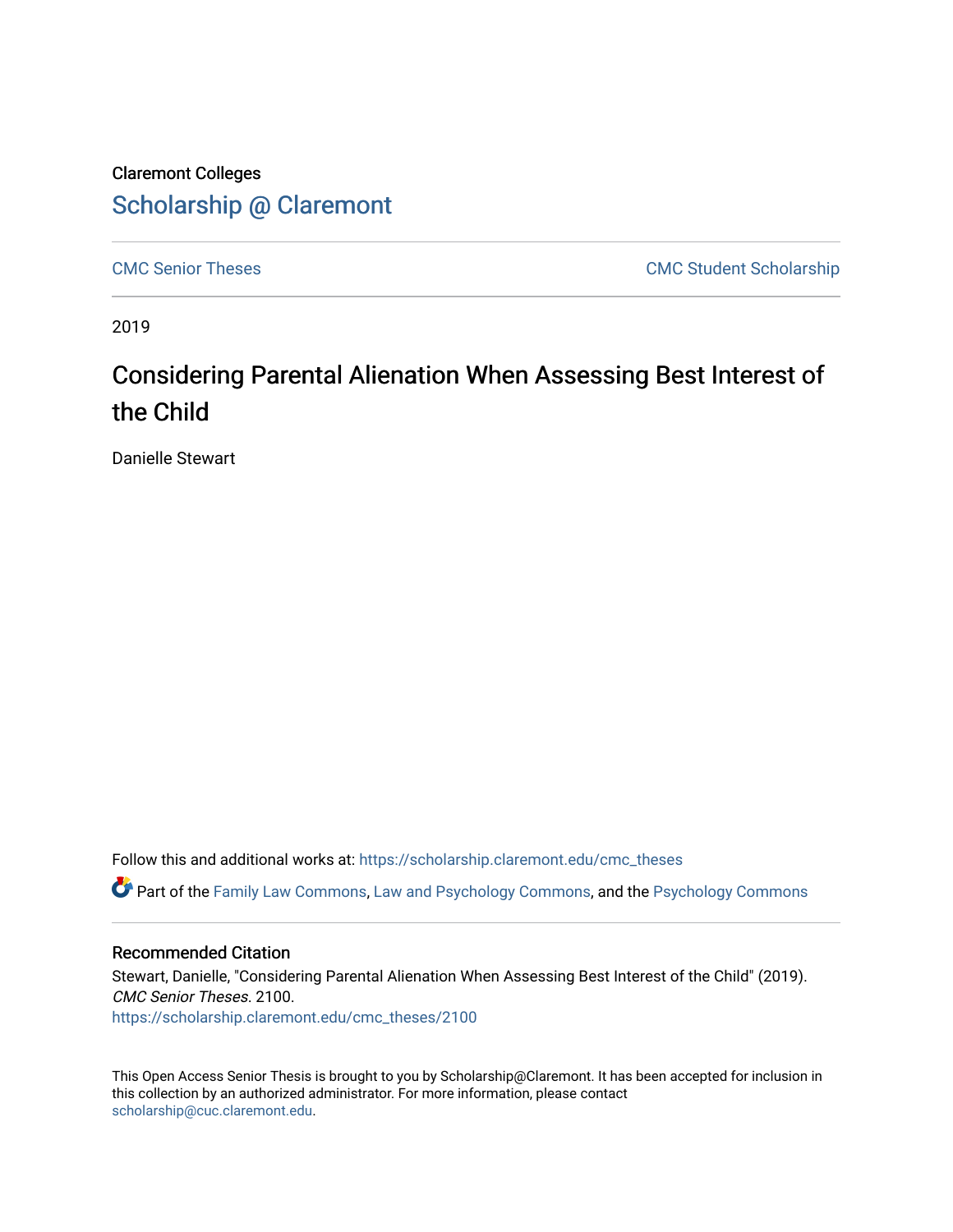Claremont Colleges

Scholarship @ Claremont

CMC Senior Theses | CMC Student Scholarship

2019

# Considering Parental Alienation When Assessing Best Interest of the Child

Danielle Stewart

Follow this and additional works at: https://scholarship.claremont.edu/cmc_theses

Part of the Family Law Commons, Law and Psychology Commons, and the Psychology Commons

## Recommended Citation

Stewart, Danielle, "Considering Parental Alienation When Assessing Best Interest of the Child" (2019). *CMC Senior Theses*. 2100.
https://scholarship.claremont.edu/cmc_theses/2100

This Open Access Senior Thesis is brought to you by Scholarship@Claremont. It has been accepted for inclusion in this collection by an authorized administrator. For more information, please contact scholarship@cuc.claremont.edu.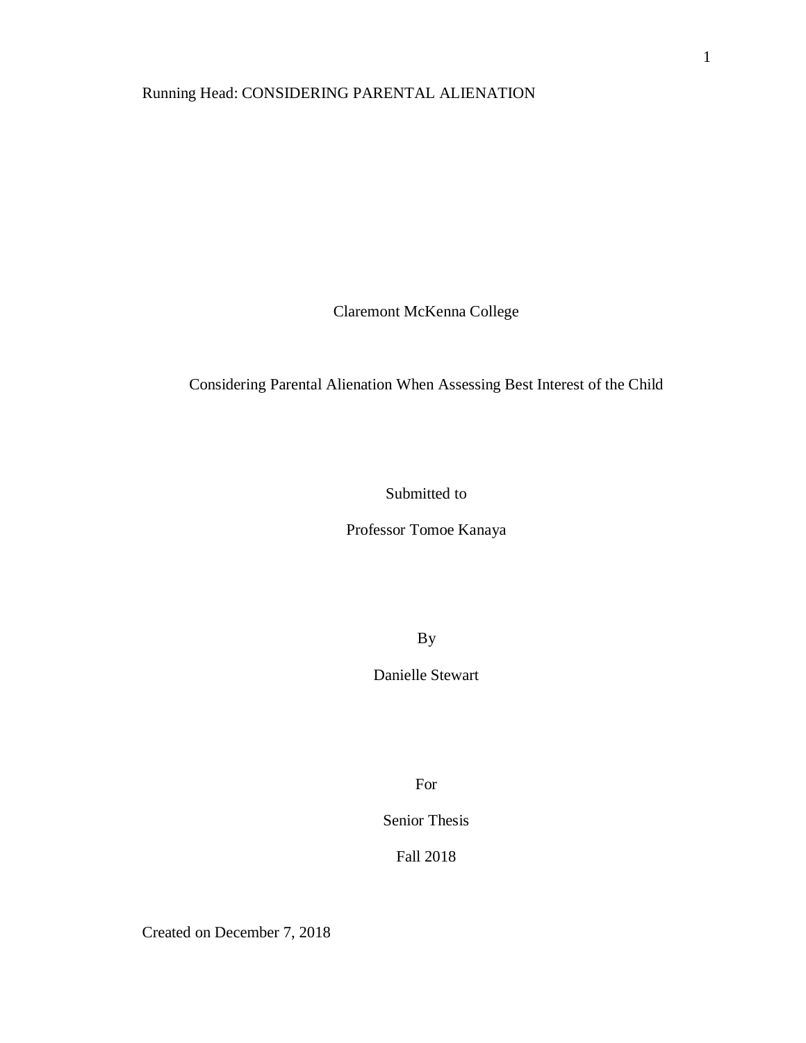Claremont McKenna College

Considering Parental Alienation When Assessing Best Interest of the Child

Submitted to

Professor Tomoe Kanaya

By

Danielle Stewart

For

Senior Thesis

Fall 2018

Created on December 7, 2018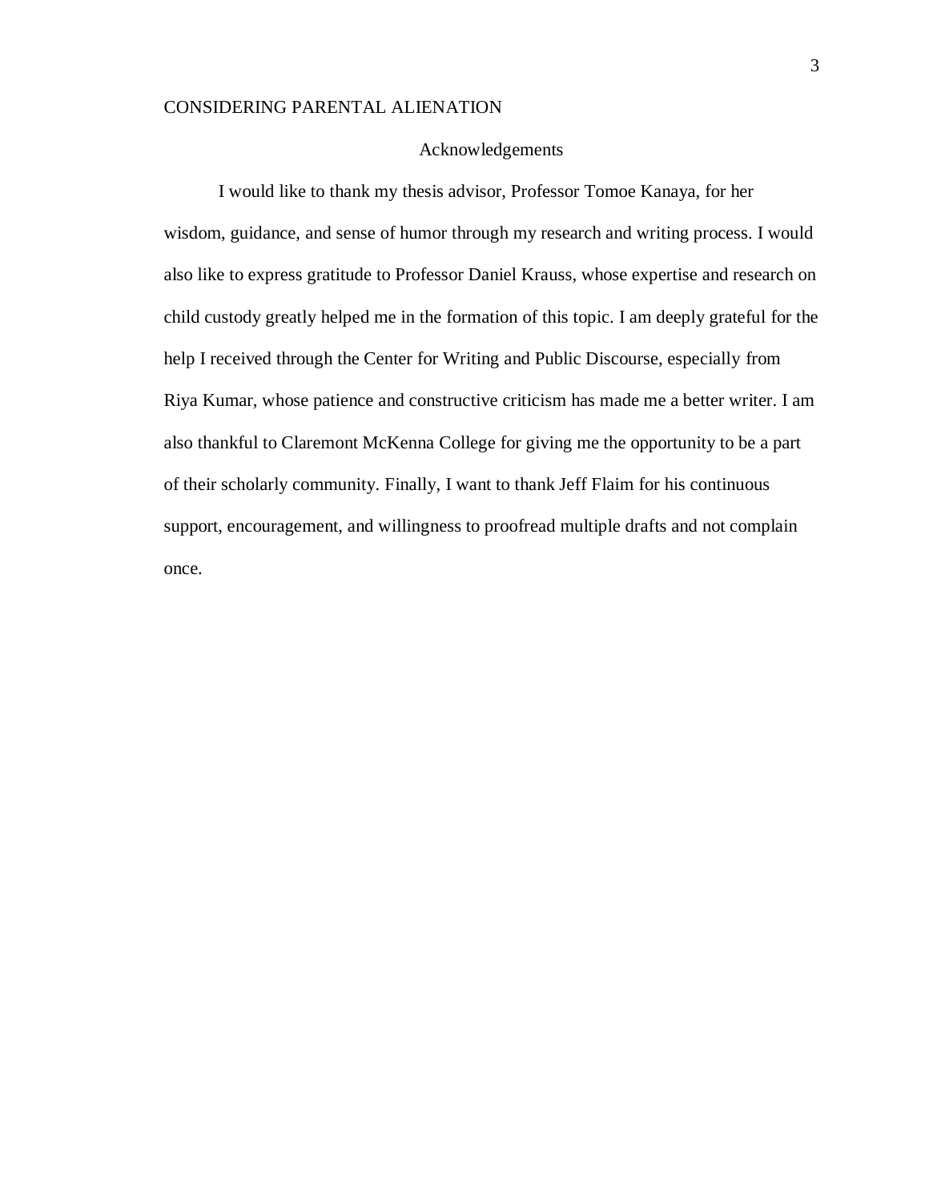## Acknowledgements

I would like to thank my thesis advisor, Professor Tomoe Kanaya, for her wisdom, guidance, and sense of humor through my research and writing process. I would also like to express gratitude to Professor Daniel Krauss, whose expertise and research on child custody greatly helped me in the formation of this topic. I am deeply grateful for the help I received through the Center for Writing and Public Discourse, especially from Riya Kumar, whose patience and constructive criticism has made me a better writer. I am also thankful to Claremont McKenna College for giving me the opportunity to be a part of their scholarly community. Finally, I want to thank Jeff Flaim for his continuous support, encouragement, and willingness to proofread multiple drafts and not complain once.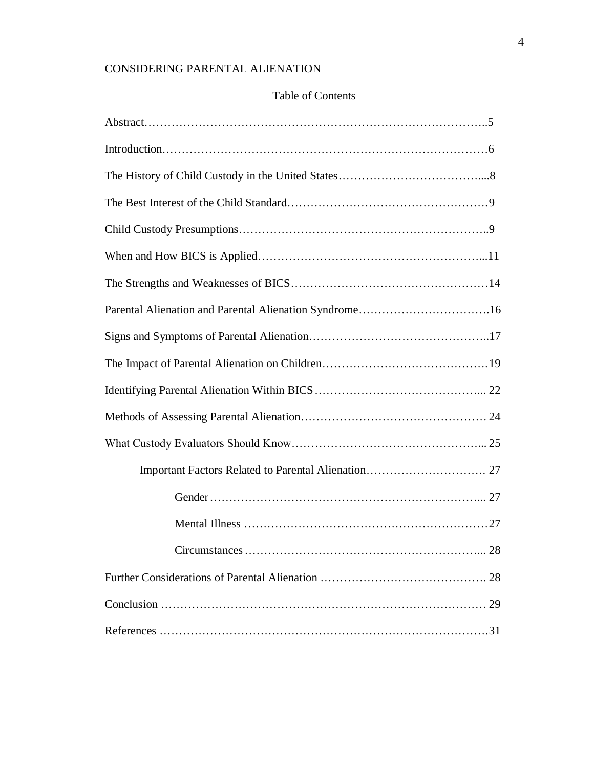## Table of Contents

Abstract……………………………………………………………………………..5

Introduction…………………………………………………………………………6

The History of Child Custody in the United States……………………………….....8

The Best Interest of the Child Standard……………………………………………9

Child Custody Presumptions………………………………………………………..9

When and How BICS is Applied…………………………………………………...11

The Strengths and Weaknesses of BICS……………………………………………14

Parental Alienation and Parental Alienation Syndrome…………………………….16

Signs and Symptoms of Parental Alienation………………………………………..17

The Impact of Parental Alienation on Children……………………………………19

Identifying Parental Alienation Within BICS……………………………………... 22

Methods of Assessing Parental Alienation………………………………………… 24

What Custody Evaluators Should Know…………………………………………... 25

- Important Factors Related to Parental Alienation…………………………. 27
    - Gender……………………………………………………………... 27
    - Mental Illness ……………………………………………………27
    - Circumstances……………………………………………………... 28

Further Considerations of Parental Alienation ……………………………………. 28

Conclusion ………………………………………………………………………… 29

References …………………………………………………………………………31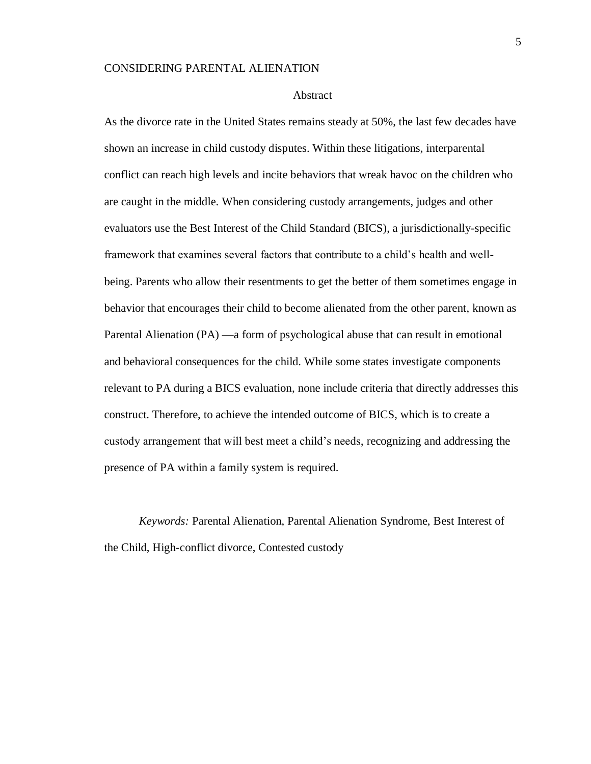## Abstract

As the divorce rate in the United States remains steady at 50%, the last few decades have shown an increase in child custody disputes. Within these litigations, interparental conflict can reach high levels and incite behaviors that wreak havoc on the children who are caught in the middle. When considering custody arrangements, judges and other evaluators use the Best Interest of the Child Standard (BICS), a jurisdictionally-specific framework that examines several factors that contribute to a child's health and well-being. Parents who allow their resentments to get the better of them sometimes engage in behavior that encourages their child to become alienated from the other parent, known as Parental Alienation (PA) —a form of psychological abuse that can result in emotional and behavioral consequences for the child. While some states investigate components relevant to PA during a BICS evaluation, none include criteria that directly addresses this construct. Therefore, to achieve the intended outcome of BICS, which is to create a custody arrangement that will best meet a child's needs, recognizing and addressing the presence of PA within a family system is required.

*Keywords:* Parental Alienation, Parental Alienation Syndrome, Best Interest of the Child, High-conflict divorce, Contested custody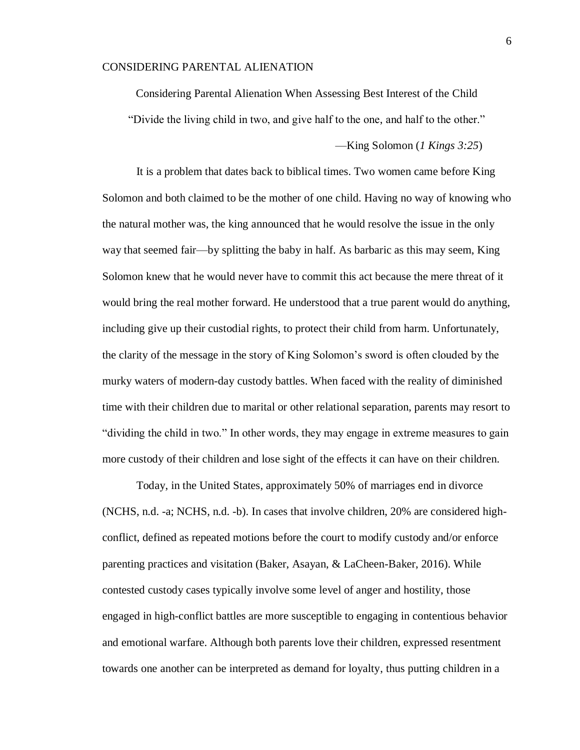# Considering Parental Alienation When Assessing Best Interest of the Child

"Divide the living child in two, and give half to the one, and half to the other."

—King Solomon (*1 Kings 3:25*)

It is a problem that dates back to biblical times. Two women came before King Solomon and both claimed to be the mother of one child. Having no way of knowing who the natural mother was, the king announced that he would resolve the issue in the only way that seemed fair—by splitting the baby in half. As barbaric as this may seem, King Solomon knew that he would never have to commit this act because the mere threat of it would bring the real mother forward. He understood that a true parent would do anything, including give up their custodial rights, to protect their child from harm. Unfortunately, the clarity of the message in the story of King Solomon's sword is often clouded by the murky waters of modern-day custody battles. When faced with the reality of diminished time with their children due to marital or other relational separation, parents may resort to "dividing the child in two." In other words, they may engage in extreme measures to gain more custody of their children and lose sight of the effects it can have on their children.

Today, in the United States, approximately 50% of marriages end in divorce (NCHS, n.d. -a; NCHS, n.d. -b). In cases that involve children, 20% are considered high-conflict, defined as repeated motions before the court to modify custody and/or enforce parenting practices and visitation (Baker, Asayan, & LaCheen-Baker, 2016). While contested custody cases typically involve some level of anger and hostility, those engaged in high-conflict battles are more susceptible to engaging in contentious behavior and emotional warfare. Although both parents love their children, expressed resentment towards one another can be interpreted as demand for loyalty, thus putting children in a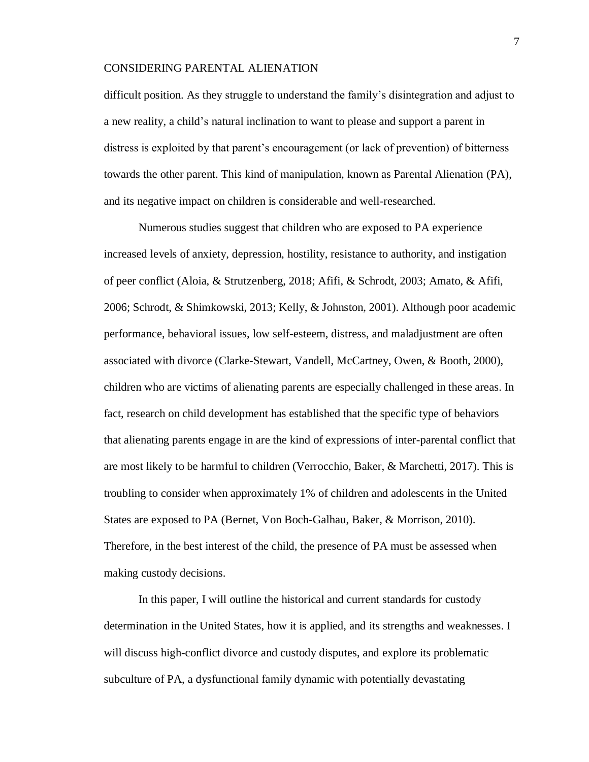difficult position. As they struggle to understand the family's disintegration and adjust to a new reality, a child's natural inclination to want to please and support a parent in distress is exploited by that parent's encouragement (or lack of prevention) of bitterness towards the other parent. This kind of manipulation, known as Parental Alienation (PA), and its negative impact on children is considerable and well-researched.

Numerous studies suggest that children who are exposed to PA experience increased levels of anxiety, depression, hostility, resistance to authority, and instigation of peer conflict (Aloia, & Strutzenberg, 2018; Afifi, & Schrodt, 2003; Amato, & Afifi, 2006; Schrodt, & Shimkowski, 2013; Kelly, & Johnston, 2001). Although poor academic performance, behavioral issues, low self-esteem, distress, and maladjustment are often associated with divorce (Clarke-Stewart, Vandell, McCartney, Owen, & Booth, 2000), children who are victims of alienating parents are especially challenged in these areas. In fact, research on child development has established that the specific type of behaviors that alienating parents engage in are the kind of expressions of inter-parental conflict that are most likely to be harmful to children (Verrocchio, Baker, & Marchetti, 2017). This is troubling to consider when approximately 1% of children and adolescents in the United States are exposed to PA (Bernet, Von Boch-Galhau, Baker, & Morrison, 2010). Therefore, in the best interest of the child, the presence of PA must be assessed when making custody decisions.

In this paper, I will outline the historical and current standards for custody determination in the United States, how it is applied, and its strengths and weaknesses. I will discuss high-conflict divorce and custody disputes, and explore its problematic subculture of PA, a dysfunctional family dynamic with potentially devastating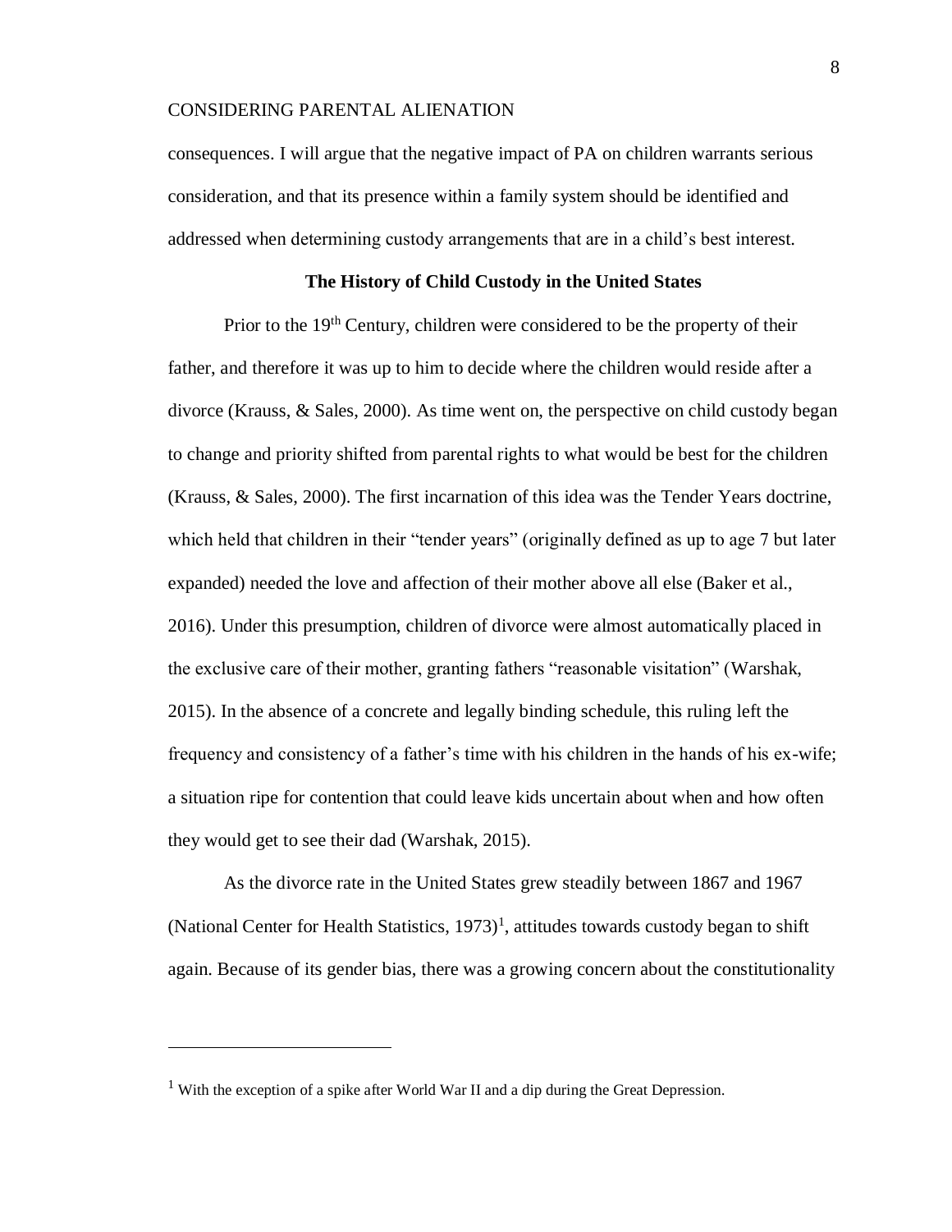consequences. I will argue that the negative impact of PA on children warrants serious consideration, and that its presence within a family system should be identified and addressed when determining custody arrangements that are in a child's best interest.

## The History of Child Custody in the United States

Prior to the 19th Century, children were considered to be the property of their father, and therefore it was up to him to decide where the children would reside after a divorce (Krauss, & Sales, 2000). As time went on, the perspective on child custody began to change and priority shifted from parental rights to what would be best for the children (Krauss, & Sales, 2000). The first incarnation of this idea was the Tender Years doctrine, which held that children in their "tender years" (originally defined as up to age 7 but later expanded) needed the love and affection of their mother above all else (Baker et al., 2016). Under this presumption, children of divorce were almost automatically placed in the exclusive care of their mother, granting fathers "reasonable visitation" (Warshak, 2015). In the absence of a concrete and legally binding schedule, this ruling left the frequency and consistency of a father's time with his children in the hands of his ex-wife; a situation ripe for contention that could leave kids uncertain about when and how often they would get to see their dad (Warshak, 2015).

As the divorce rate in the United States grew steadily between 1867 and 1967 (National Center for Health Statistics, 1973)[1], attitudes towards custody began to shift again. Because of its gender bias, there was a growing concern about the constitutionality

[1] With the exception of a spike after World War II and a dip during the Great Depression.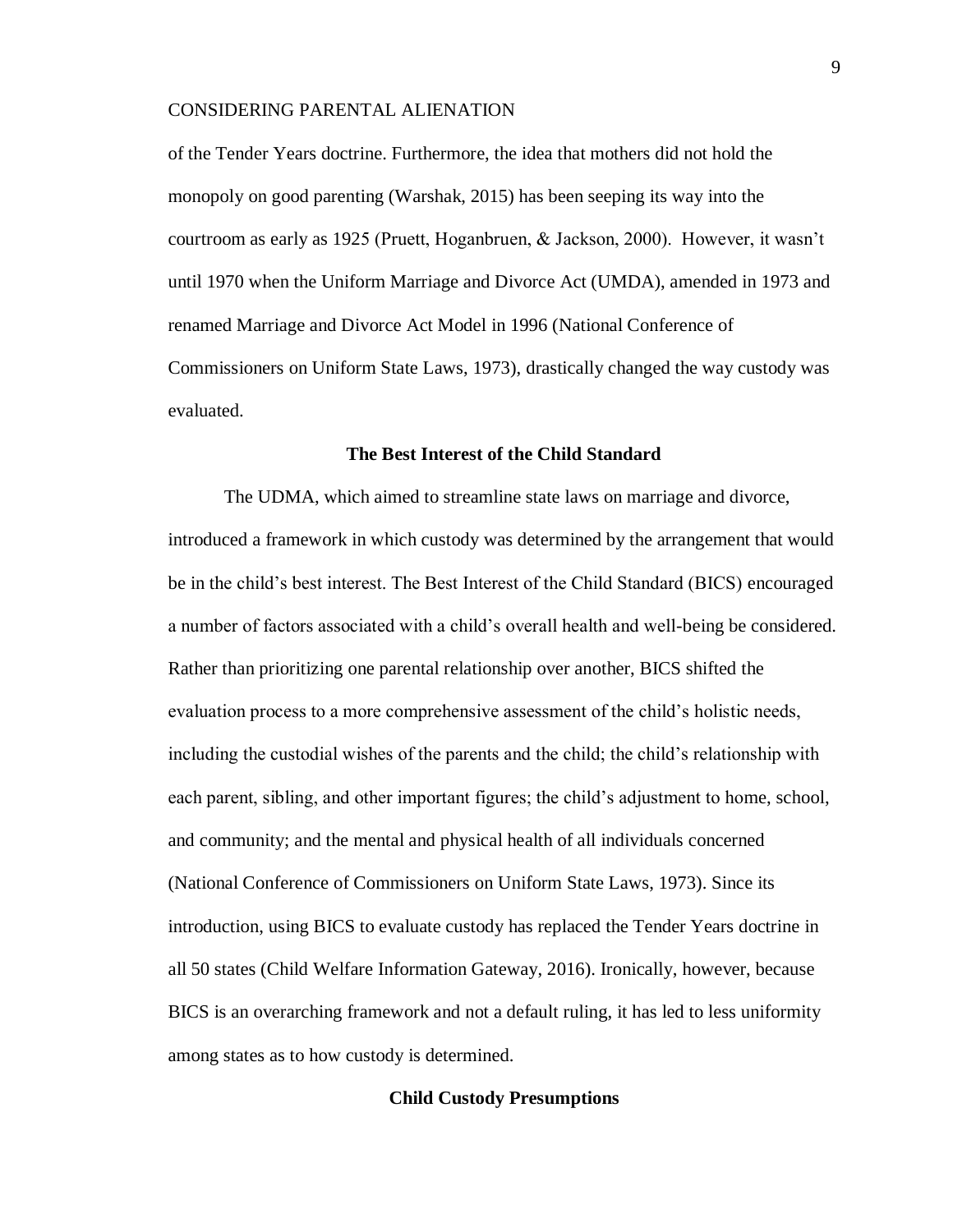of the Tender Years doctrine. Furthermore, the idea that mothers did not hold the monopoly on good parenting (Warshak, 2015) has been seeping its way into the courtroom as early as 1925 (Pruett, Hoganbruen, & Jackson, 2000). However, it wasn't until 1970 when the Uniform Marriage and Divorce Act (UMDA), amended in 1973 and renamed Marriage and Divorce Act Model in 1996 (National Conference of Commissioners on Uniform State Laws, 1973), drastically changed the way custody was evaluated.

## The Best Interest of the Child Standard

The UDMA, which aimed to streamline state laws on marriage and divorce, introduced a framework in which custody was determined by the arrangement that would be in the child's best interest. The Best Interest of the Child Standard (BICS) encouraged a number of factors associated with a child's overall health and well-being be considered. Rather than prioritizing one parental relationship over another, BICS shifted the evaluation process to a more comprehensive assessment of the child's holistic needs, including the custodial wishes of the parents and the child; the child's relationship with each parent, sibling, and other important figures; the child's adjustment to home, school, and community; and the mental and physical health of all individuals concerned (National Conference of Commissioners on Uniform State Laws, 1973). Since its introduction, using BICS to evaluate custody has replaced the Tender Years doctrine in all 50 states (Child Welfare Information Gateway, 2016). Ironically, however, because BICS is an overarching framework and not a default ruling, it has led to less uniformity among states as to how custody is determined.

## Child Custody Presumptions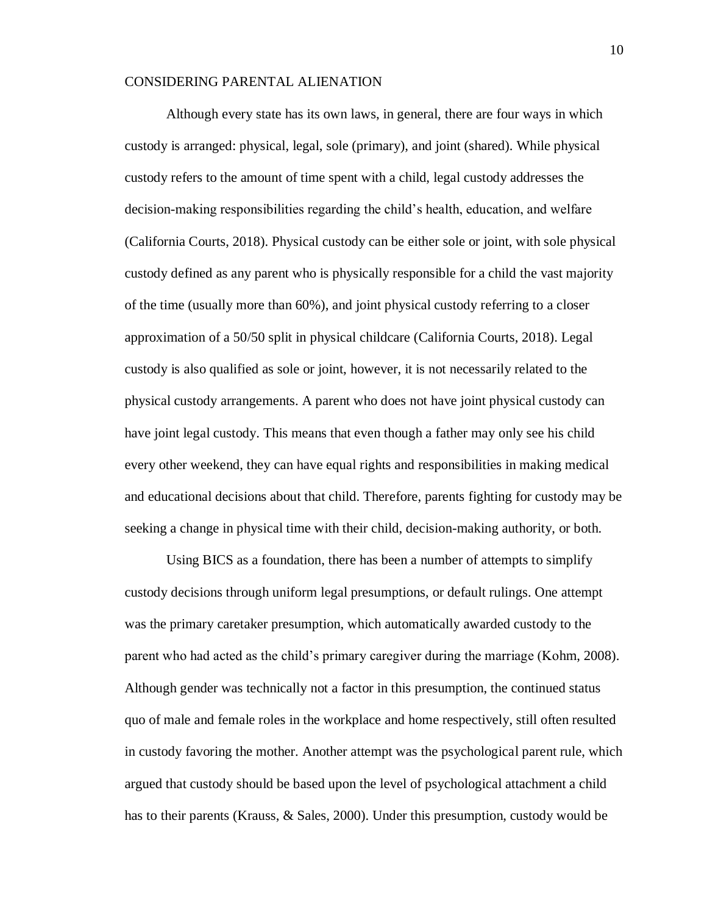Although every state has its own laws, in general, there are four ways in which custody is arranged: physical, legal, sole (primary), and joint (shared). While physical custody refers to the amount of time spent with a child, legal custody addresses the decision-making responsibilities regarding the child's health, education, and welfare (California Courts, 2018). Physical custody can be either sole or joint, with sole physical custody defined as any parent who is physically responsible for a child the vast majority of the time (usually more than 60%), and joint physical custody referring to a closer approximation of a 50/50 split in physical childcare (California Courts, 2018). Legal custody is also qualified as sole or joint, however, it is not necessarily related to the physical custody arrangements. A parent who does not have joint physical custody can have joint legal custody. This means that even though a father may only see his child every other weekend, they can have equal rights and responsibilities in making medical and educational decisions about that child. Therefore, parents fighting for custody may be seeking a change in physical time with their child, decision-making authority, or both.

Using BICS as a foundation, there has been a number of attempts to simplify custody decisions through uniform legal presumptions, or default rulings. One attempt was the primary caretaker presumption, which automatically awarded custody to the parent who had acted as the child's primary caregiver during the marriage (Kohm, 2008). Although gender was technically not a factor in this presumption, the continued status quo of male and female roles in the workplace and home respectively, still often resulted in custody favoring the mother. Another attempt was the psychological parent rule, which argued that custody should be based upon the level of psychological attachment a child has to their parents (Krauss, & Sales, 2000). Under this presumption, custody would be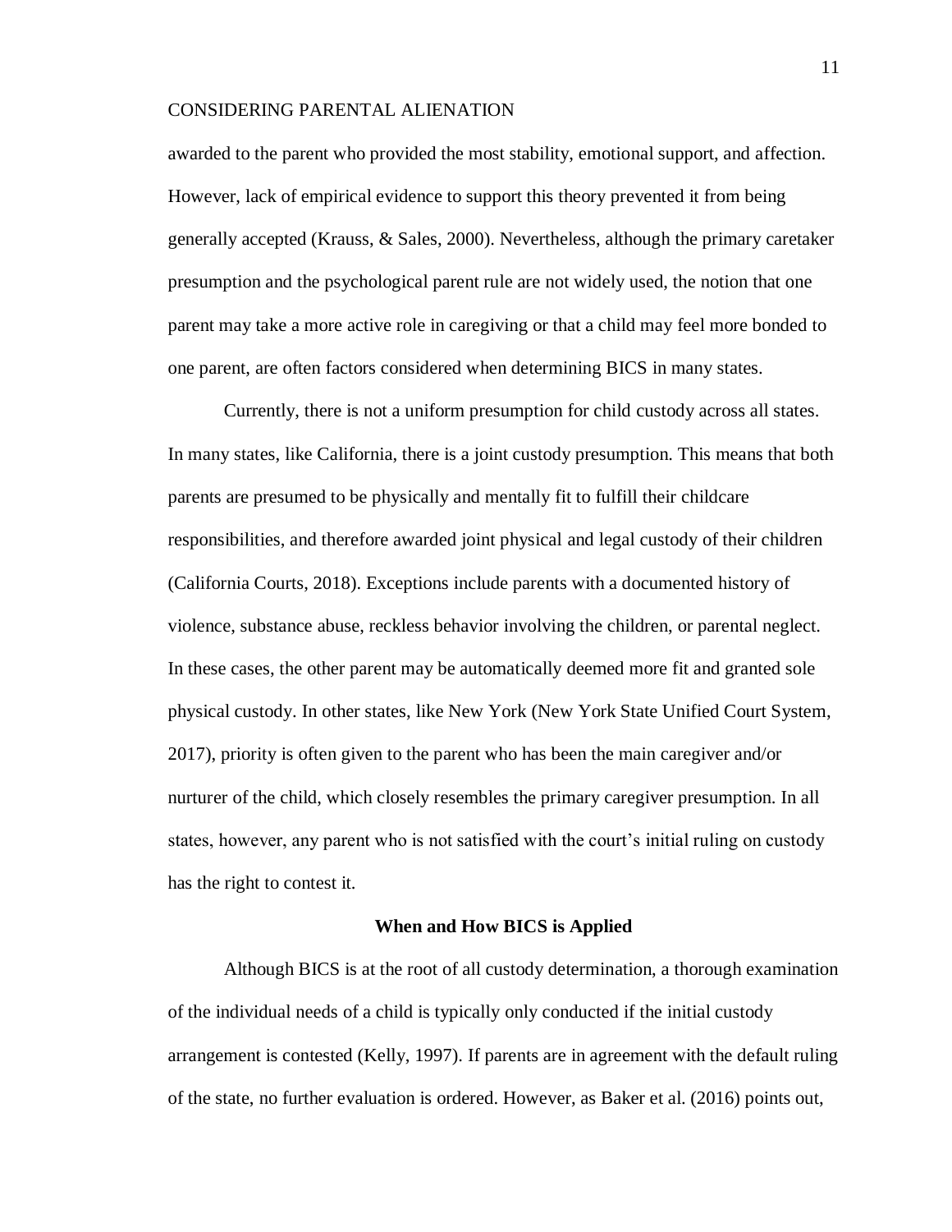awarded to the parent who provided the most stability, emotional support, and affection. However, lack of empirical evidence to support this theory prevented it from being generally accepted (Krauss, & Sales, 2000). Nevertheless, although the primary caretaker presumption and the psychological parent rule are not widely used, the notion that one parent may take a more active role in caregiving or that a child may feel more bonded to one parent, are often factors considered when determining BICS in many states.

Currently, there is not a uniform presumption for child custody across all states. In many states, like California, there is a joint custody presumption. This means that both parents are presumed to be physically and mentally fit to fulfill their childcare responsibilities, and therefore awarded joint physical and legal custody of their children (California Courts, 2018). Exceptions include parents with a documented history of violence, substance abuse, reckless behavior involving the children, or parental neglect. In these cases, the other parent may be automatically deemed more fit and granted sole physical custody. In other states, like New York (New York State Unified Court System, 2017), priority is often given to the parent who has been the main caregiver and/or nurturer of the child, which closely resembles the primary caregiver presumption. In all states, however, any parent who is not satisfied with the court's initial ruling on custody has the right to contest it.

## When and How BICS is Applied

Although BICS is at the root of all custody determination, a thorough examination of the individual needs of a child is typically only conducted if the initial custody arrangement is contested (Kelly, 1997). If parents are in agreement with the default ruling of the state, no further evaluation is ordered. However, as Baker et al. (2016) points out,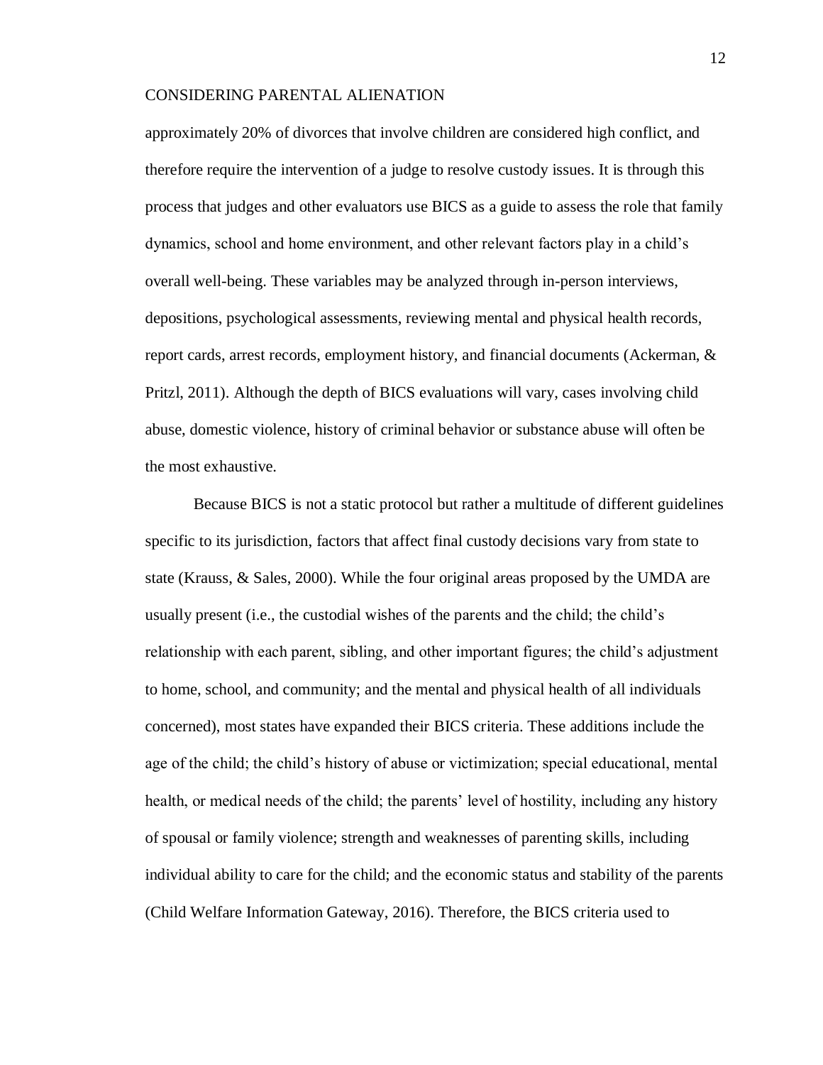approximately 20% of divorces that involve children are considered high conflict, and therefore require the intervention of a judge to resolve custody issues. It is through this process that judges and other evaluators use BICS as a guide to assess the role that family dynamics, school and home environment, and other relevant factors play in a child's overall well-being. These variables may be analyzed through in-person interviews, depositions, psychological assessments, reviewing mental and physical health records, report cards, arrest records, employment history, and financial documents (Ackerman, & Pritzl, 2011). Although the depth of BICS evaluations will vary, cases involving child abuse, domestic violence, history of criminal behavior or substance abuse will often be the most exhaustive.

Because BICS is not a static protocol but rather a multitude of different guidelines specific to its jurisdiction, factors that affect final custody decisions vary from state to state (Krauss, & Sales, 2000). While the four original areas proposed by the UMDA are usually present (i.e., the custodial wishes of the parents and the child; the child's relationship with each parent, sibling, and other important figures; the child's adjustment to home, school, and community; and the mental and physical health of all individuals concerned), most states have expanded their BICS criteria. These additions include the age of the child; the child's history of abuse or victimization; special educational, mental health, or medical needs of the child; the parents' level of hostility, including any history of spousal or family violence; strength and weaknesses of parenting skills, including individual ability to care for the child; and the economic status and stability of the parents (Child Welfare Information Gateway, 2016). Therefore, the BICS criteria used to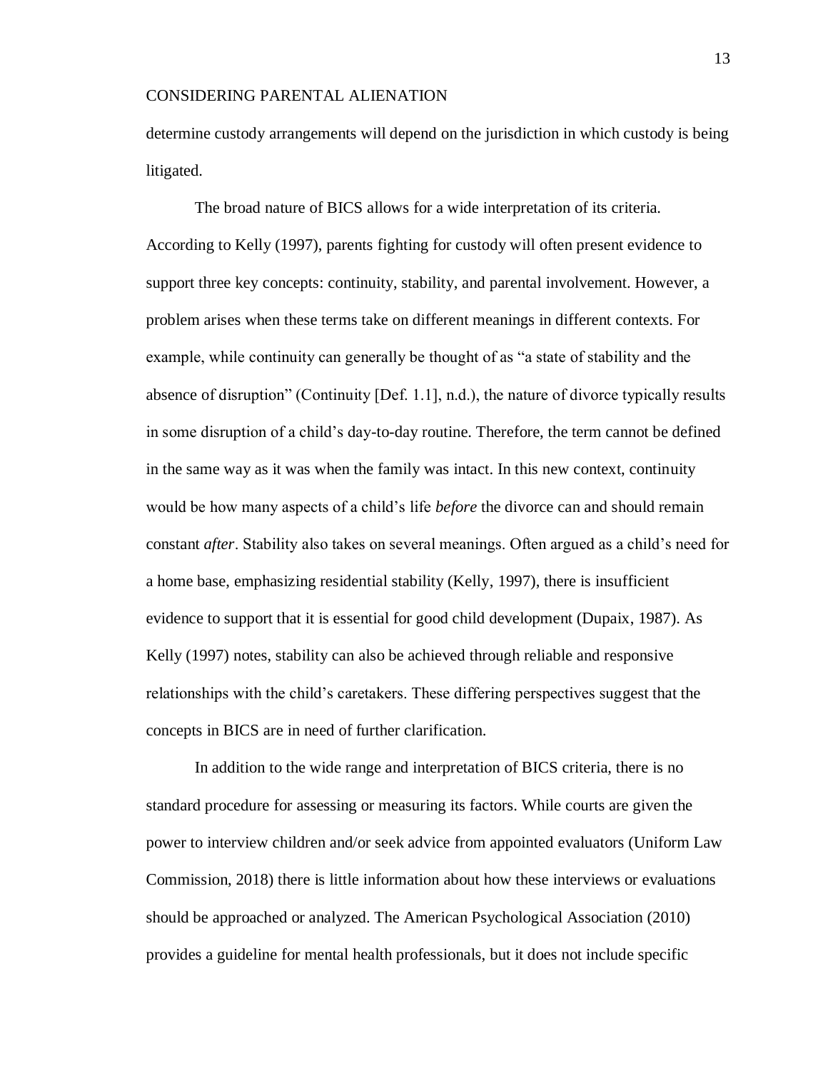determine custody arrangements will depend on the jurisdiction in which custody is being litigated.

The broad nature of BICS allows for a wide interpretation of its criteria. According to Kelly (1997), parents fighting for custody will often present evidence to support three key concepts: continuity, stability, and parental involvement. However, a problem arises when these terms take on different meanings in different contexts. For example, while continuity can generally be thought of as "a state of stability and the absence of disruption" (Continuity [Def. 1.1], n.d.), the nature of divorce typically results in some disruption of a child's day-to-day routine. Therefore, the term cannot be defined in the same way as it was when the family was intact. In this new context, continuity would be how many aspects of a child's life *before* the divorce can and should remain constant *after*. Stability also takes on several meanings. Often argued as a child's need for a home base, emphasizing residential stability (Kelly, 1997), there is insufficient evidence to support that it is essential for good child development (Dupaix, 1987). As Kelly (1997) notes, stability can also be achieved through reliable and responsive relationships with the child's caretakers. These differing perspectives suggest that the concepts in BICS are in need of further clarification.

In addition to the wide range and interpretation of BICS criteria, there is no standard procedure for assessing or measuring its factors. While courts are given the power to interview children and/or seek advice from appointed evaluators (Uniform Law Commission, 2018) there is little information about how these interviews or evaluations should be approached or analyzed. The American Psychological Association (2010) provides a guideline for mental health professionals, but it does not include specific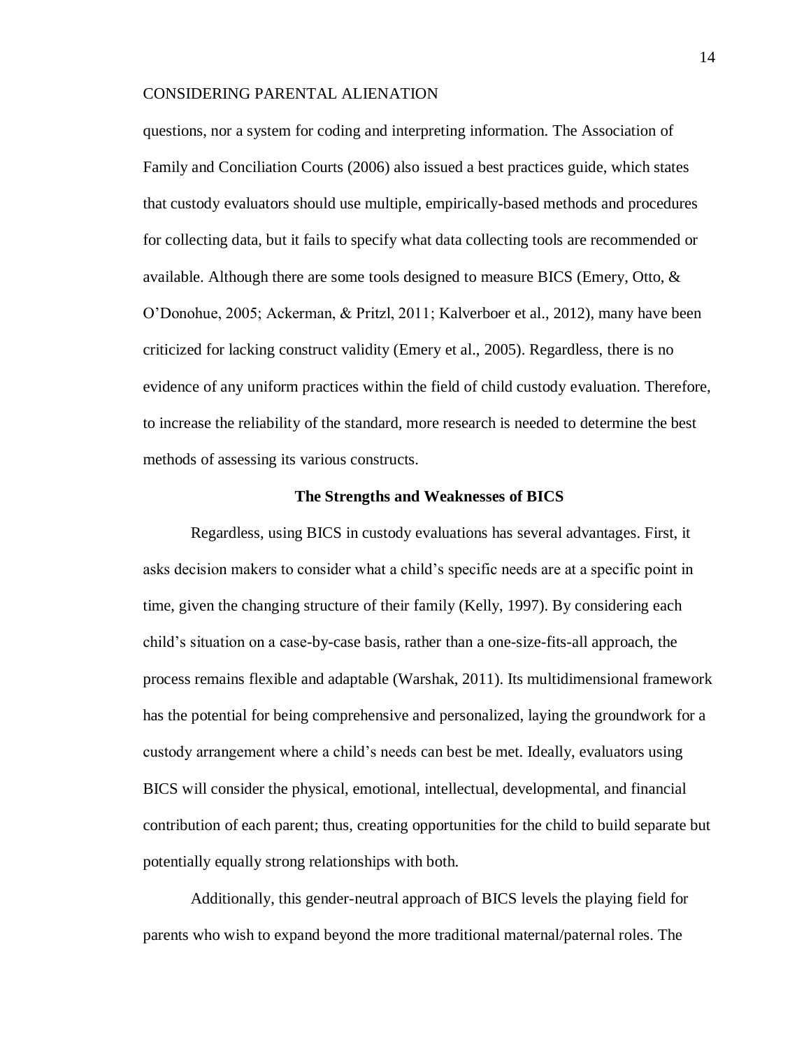questions, nor a system for coding and interpreting information. The Association of Family and Conciliation Courts (2006) also issued a best practices guide, which states that custody evaluators should use multiple, empirically-based methods and procedures for collecting data, but it fails to specify what data collecting tools are recommended or available. Although there are some tools designed to measure BICS (Emery, Otto, & O'Donohue, 2005; Ackerman, & Pritzl, 2011; Kalverboer et al., 2012), many have been criticized for lacking construct validity (Emery et al., 2005). Regardless, there is no evidence of any uniform practices within the field of child custody evaluation. Therefore, to increase the reliability of the standard, more research is needed to determine the best methods of assessing its various constructs.

## The Strengths and Weaknesses of BICS

Regardless, using BICS in custody evaluations has several advantages. First, it asks decision makers to consider what a child's specific needs are at a specific point in time, given the changing structure of their family (Kelly, 1997). By considering each child's situation on a case-by-case basis, rather than a one-size-fits-all approach, the process remains flexible and adaptable (Warshak, 2011). Its multidimensional framework has the potential for being comprehensive and personalized, laying the groundwork for a custody arrangement where a child's needs can best be met. Ideally, evaluators using BICS will consider the physical, emotional, intellectual, developmental, and financial contribution of each parent; thus, creating opportunities for the child to build separate but potentially equally strong relationships with both.

Additionally, this gender-neutral approach of BICS levels the playing field for parents who wish to expand beyond the more traditional maternal/paternal roles. The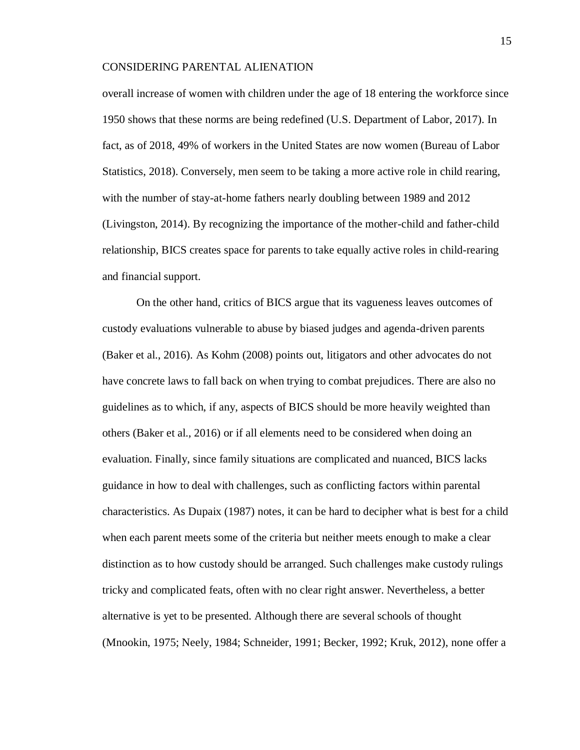overall increase of women with children under the age of 18 entering the workforce since 1950 shows that these norms are being redefined (U.S. Department of Labor, 2017). In fact, as of 2018, 49% of workers in the United States are now women (Bureau of Labor Statistics, 2018). Conversely, men seem to be taking a more active role in child rearing, with the number of stay-at-home fathers nearly doubling between 1989 and 2012 (Livingston, 2014). By recognizing the importance of the mother-child and father-child relationship, BICS creates space for parents to take equally active roles in child-rearing and financial support.

On the other hand, critics of BICS argue that its vagueness leaves outcomes of custody evaluations vulnerable to abuse by biased judges and agenda-driven parents (Baker et al., 2016). As Kohm (2008) points out, litigators and other advocates do not have concrete laws to fall back on when trying to combat prejudices. There are also no guidelines as to which, if any, aspects of BICS should be more heavily weighted than others (Baker et al., 2016) or if all elements need to be considered when doing an evaluation. Finally, since family situations are complicated and nuanced, BICS lacks guidance in how to deal with challenges, such as conflicting factors within parental characteristics. As Dupaix (1987) notes, it can be hard to decipher what is best for a child when each parent meets some of the criteria but neither meets enough to make a clear distinction as to how custody should be arranged. Such challenges make custody rulings tricky and complicated feats, often with no clear right answer. Nevertheless, a better alternative is yet to be presented. Although there are several schools of thought (Mnookin, 1975; Neely, 1984; Schneider, 1991; Becker, 1992; Kruk, 2012), none offer a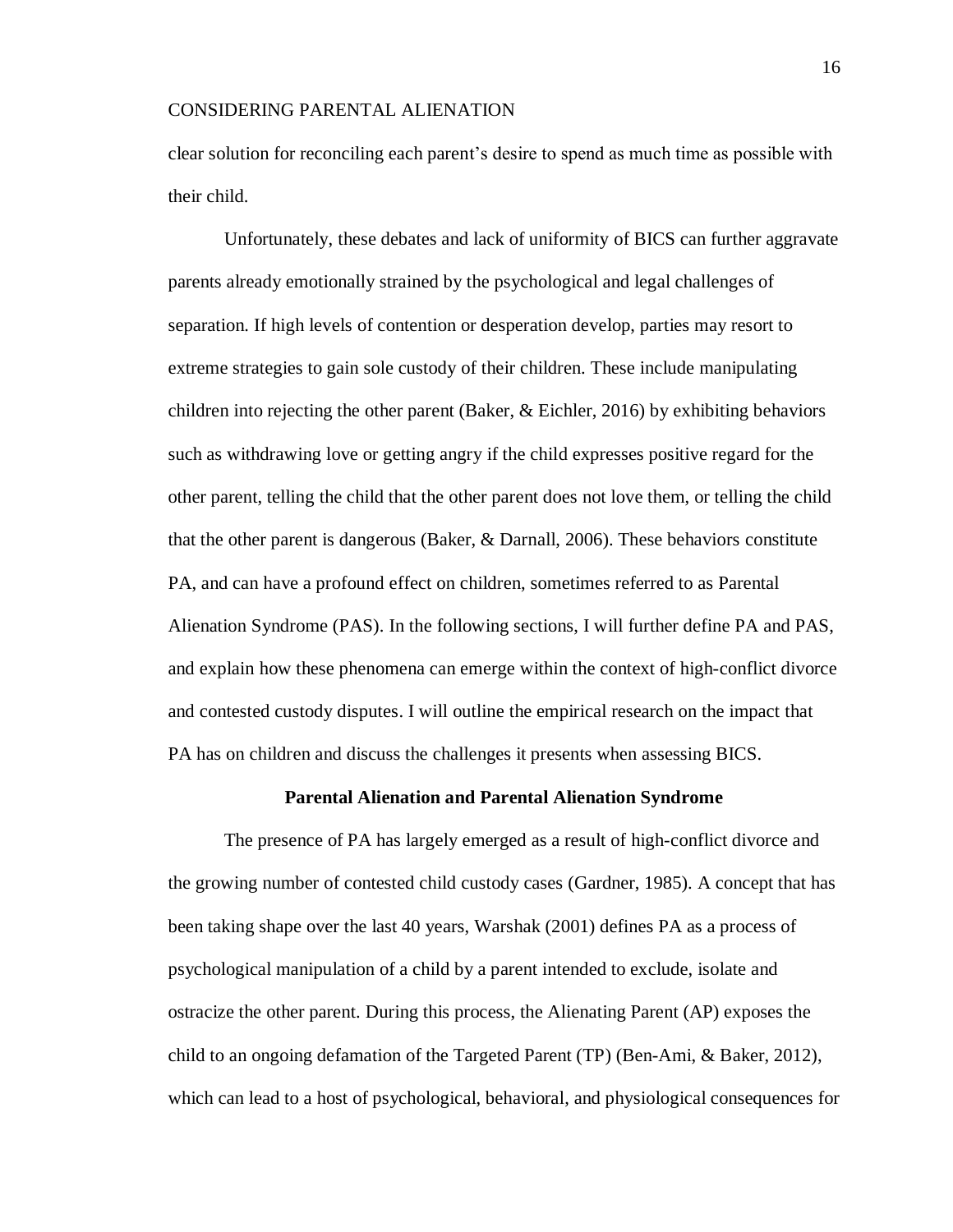clear solution for reconciling each parent's desire to spend as much time as possible with their child.

Unfortunately, these debates and lack of uniformity of BICS can further aggravate parents already emotionally strained by the psychological and legal challenges of separation. If high levels of contention or desperation develop, parties may resort to extreme strategies to gain sole custody of their children. These include manipulating children into rejecting the other parent (Baker, & Eichler, 2016) by exhibiting behaviors such as withdrawing love or getting angry if the child expresses positive regard for the other parent, telling the child that the other parent does not love them, or telling the child that the other parent is dangerous (Baker, & Darnall, 2006). These behaviors constitute PA, and can have a profound effect on children, sometimes referred to as Parental Alienation Syndrome (PAS). In the following sections, I will further define PA and PAS, and explain how these phenomena can emerge within the context of high-conflict divorce and contested custody disputes. I will outline the empirical research on the impact that PA has on children and discuss the challenges it presents when assessing BICS.

## Parental Alienation and Parental Alienation Syndrome

The presence of PA has largely emerged as a result of high-conflict divorce and the growing number of contested child custody cases (Gardner, 1985). A concept that has been taking shape over the last 40 years, Warshak (2001) defines PA as a process of psychological manipulation of a child by a parent intended to exclude, isolate and ostracize the other parent. During this process, the Alienating Parent (AP) exposes the child to an ongoing defamation of the Targeted Parent (TP) (Ben-Ami, & Baker, 2012), which can lead to a host of psychological, behavioral, and physiological consequences for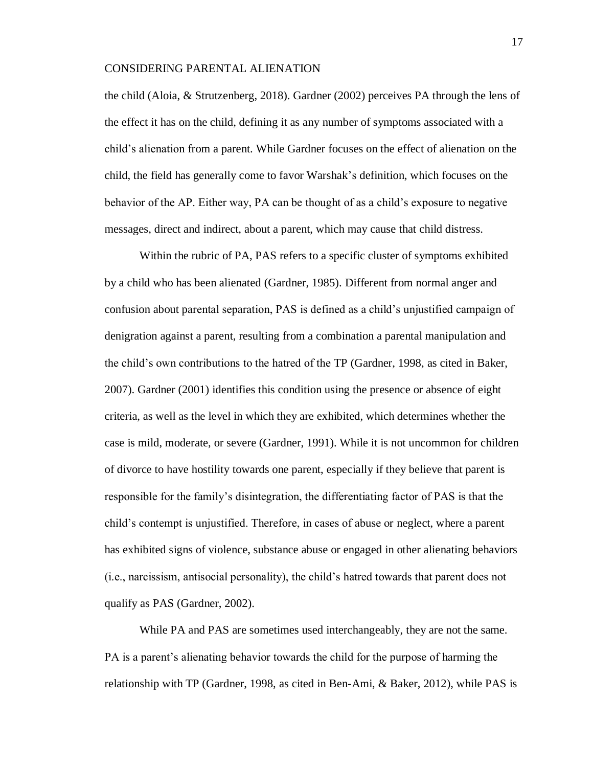the child (Aloia, & Strutzenberg, 2018). Gardner (2002) perceives PA through the lens of the effect it has on the child, defining it as any number of symptoms associated with a child's alienation from a parent. While Gardner focuses on the effect of alienation on the child, the field has generally come to favor Warshak's definition, which focuses on the behavior of the AP. Either way, PA can be thought of as a child's exposure to negative messages, direct and indirect, about a parent, which may cause that child distress.

Within the rubric of PA, PAS refers to a specific cluster of symptoms exhibited by a child who has been alienated (Gardner, 1985). Different from normal anger and confusion about parental separation, PAS is defined as a child's unjustified campaign of denigration against a parent, resulting from a combination a parental manipulation and the child's own contributions to the hatred of the TP (Gardner, 1998, as cited in Baker, 2007). Gardner (2001) identifies this condition using the presence or absence of eight criteria, as well as the level in which they are exhibited, which determines whether the case is mild, moderate, or severe (Gardner, 1991). While it is not uncommon for children of divorce to have hostility towards one parent, especially if they believe that parent is responsible for the family's disintegration, the differentiating factor of PAS is that the child's contempt is unjustified. Therefore, in cases of abuse or neglect, where a parent has exhibited signs of violence, substance abuse or engaged in other alienating behaviors (i.e., narcissism, antisocial personality), the child's hatred towards that parent does not qualify as PAS (Gardner, 2002).

While PA and PAS are sometimes used interchangeably, they are not the same. PA is a parent's alienating behavior towards the child for the purpose of harming the relationship with TP (Gardner, 1998, as cited in Ben-Ami, & Baker, 2012), while PAS is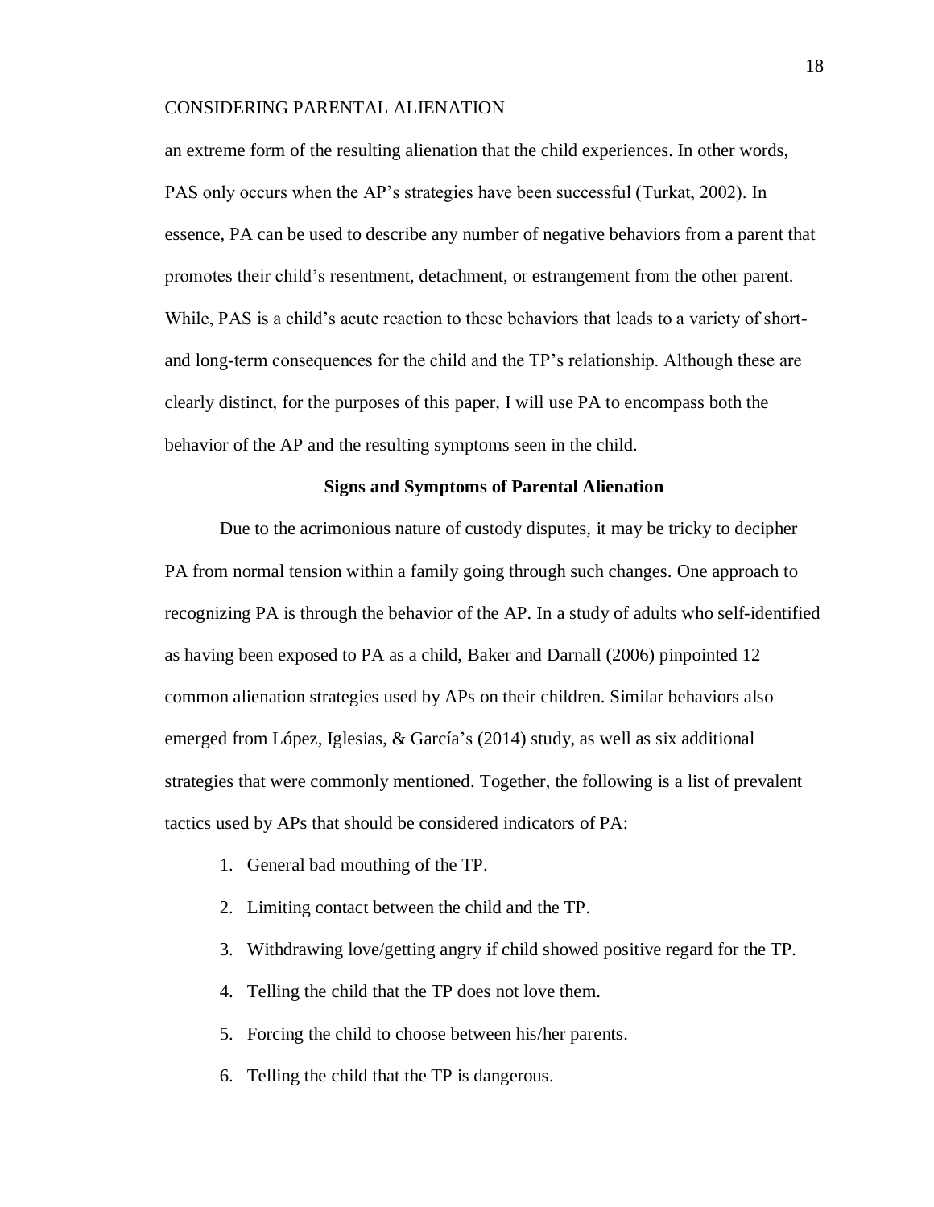an extreme form of the resulting alienation that the child experiences. In other words, PAS only occurs when the AP's strategies have been successful (Turkat, 2002). In essence, PA can be used to describe any number of negative behaviors from a parent that promotes their child's resentment, detachment, or estrangement from the other parent. While, PAS is a child's acute reaction to these behaviors that leads to a variety of short- and long-term consequences for the child and the TP's relationship. Although these are clearly distinct, for the purposes of this paper, I will use PA to encompass both the behavior of the AP and the resulting symptoms seen in the child.

## Signs and Symptoms of Parental Alienation

Due to the acrimonious nature of custody disputes, it may be tricky to decipher PA from normal tension within a family going through such changes. One approach to recognizing PA is through the behavior of the AP. In a study of adults who self-identified as having been exposed to PA as a child, Baker and Darnall (2006) pinpointed 12 common alienation strategies used by APs on their children. Similar behaviors also emerged from López, Iglesias, & García's (2014) study, as well as six additional strategies that were commonly mentioned. Together, the following is a list of prevalent tactics used by APs that should be considered indicators of PA:

1. General bad mouthing of the TP.
2. Limiting contact between the child and the TP.
3. Withdrawing love/getting angry if child showed positive regard for the TP.
4. Telling the child that the TP does not love them.
5. Forcing the child to choose between his/her parents.
6. Telling the child that the TP is dangerous.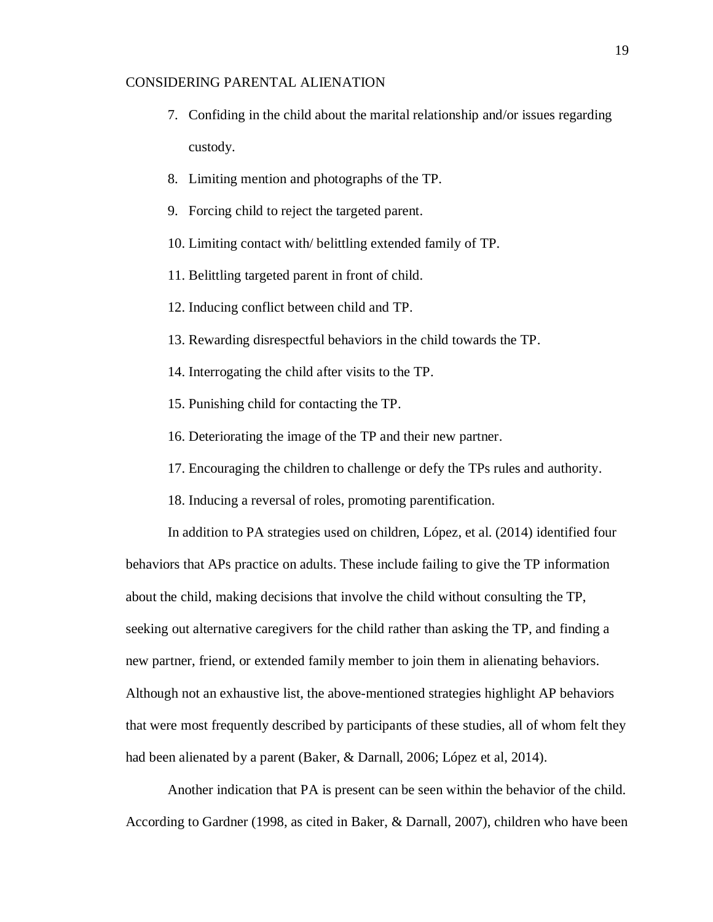7. Confiding in the child about the marital relationship and/or issues regarding custody.
8. Limiting mention and photographs of the TP.
9. Forcing child to reject the targeted parent.
10. Limiting contact with/ belittling extended family of TP.
11. Belittling targeted parent in front of child.
12. Inducing conflict between child and TP.
13. Rewarding disrespectful behaviors in the child towards the TP.
14. Interrogating the child after visits to the TP.
15. Punishing child for contacting the TP.
16. Deteriorating the image of the TP and their new partner.
17. Encouraging the children to challenge or defy the TPs rules and authority.
18. Inducing a reversal of roles, promoting parentification.

In addition to PA strategies used on children, López, et al. (2014) identified four behaviors that APs practice on adults. These include failing to give the TP information about the child, making decisions that involve the child without consulting the TP, seeking out alternative caregivers for the child rather than asking the TP, and finding a new partner, friend, or extended family member to join them in alienating behaviors. Although not an exhaustive list, the above-mentioned strategies highlight AP behaviors that were most frequently described by participants of these studies, all of whom felt they had been alienated by a parent (Baker, & Darnall, 2006; López et al, 2014).

Another indication that PA is present can be seen within the behavior of the child. According to Gardner (1998, as cited in Baker, & Darnall, 2007), children who have been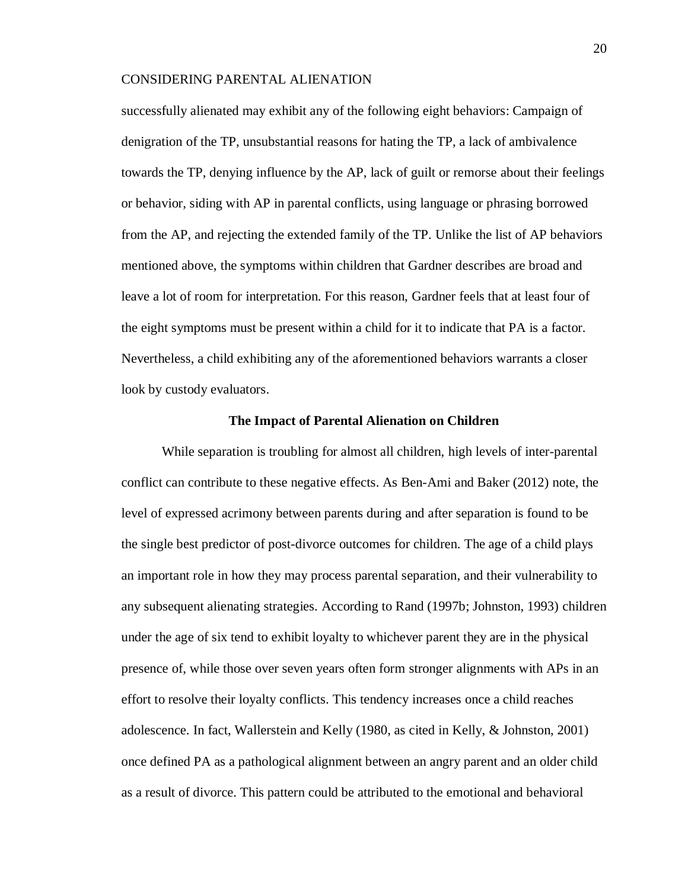successfully alienated may exhibit any of the following eight behaviors: Campaign of denigration of the TP, unsubstantial reasons for hating the TP, a lack of ambivalence towards the TP, denying influence by the AP, lack of guilt or remorse about their feelings or behavior, siding with AP in parental conflicts, using language or phrasing borrowed from the AP, and rejecting the extended family of the TP. Unlike the list of AP behaviors mentioned above, the symptoms within children that Gardner describes are broad and leave a lot of room for interpretation. For this reason, Gardner feels that at least four of the eight symptoms must be present within a child for it to indicate that PA is a factor. Nevertheless, a child exhibiting any of the aforementioned behaviors warrants a closer look by custody evaluators.

## The Impact of Parental Alienation on Children

While separation is troubling for almost all children, high levels of inter-parental conflict can contribute to these negative effects. As Ben-Ami and Baker (2012) note, the level of expressed acrimony between parents during and after separation is found to be the single best predictor of post-divorce outcomes for children. The age of a child plays an important role in how they may process parental separation, and their vulnerability to any subsequent alienating strategies. According to Rand (1997b; Johnston, 1993) children under the age of six tend to exhibit loyalty to whichever parent they are in the physical presence of, while those over seven years often form stronger alignments with APs in an effort to resolve their loyalty conflicts. This tendency increases once a child reaches adolescence. In fact, Wallerstein and Kelly (1980, as cited in Kelly, & Johnston, 2001) once defined PA as a pathological alignment between an angry parent and an older child as a result of divorce. This pattern could be attributed to the emotional and behavioral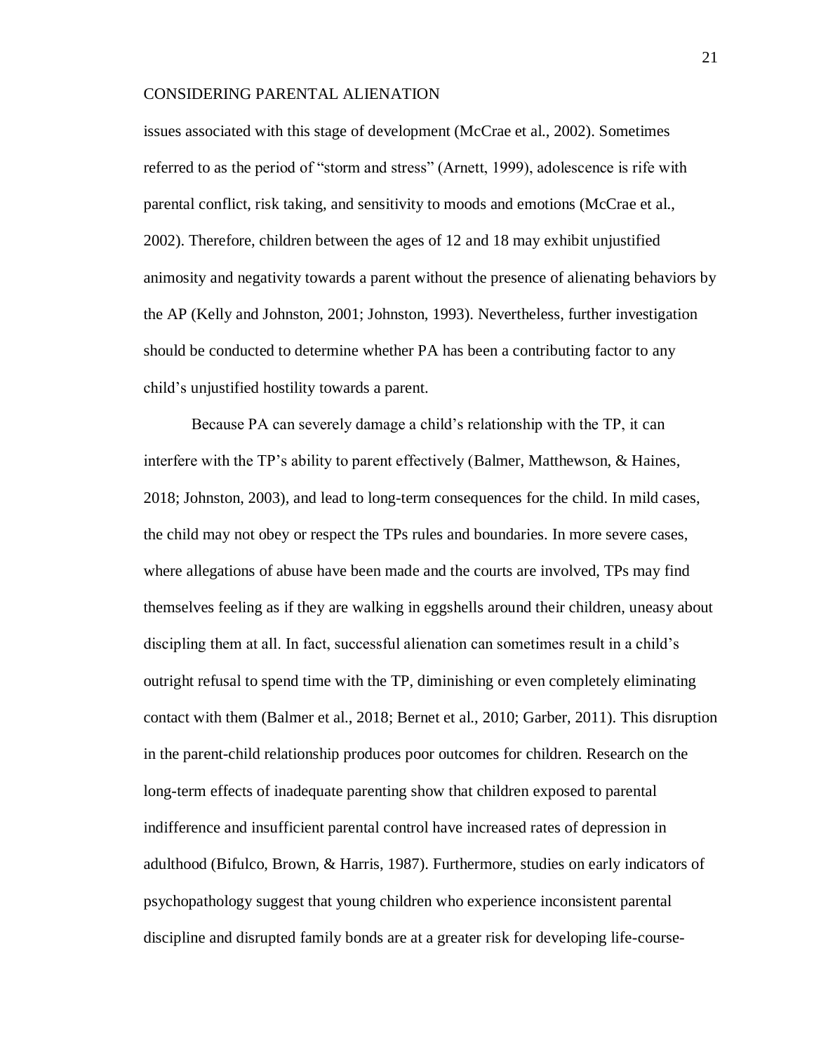issues associated with this stage of development (McCrae et al., 2002). Sometimes referred to as the period of "storm and stress" (Arnett, 1999), adolescence is rife with parental conflict, risk taking, and sensitivity to moods and emotions (McCrae et al., 2002). Therefore, children between the ages of 12 and 18 may exhibit unjustified animosity and negativity towards a parent without the presence of alienating behaviors by the AP (Kelly and Johnston, 2001; Johnston, 1993). Nevertheless, further investigation should be conducted to determine whether PA has been a contributing factor to any child's unjustified hostility towards a parent.

Because PA can severely damage a child's relationship with the TP, it can interfere with the TP's ability to parent effectively (Balmer, Matthewson, & Haines, 2018; Johnston, 2003), and lead to long-term consequences for the child. In mild cases, the child may not obey or respect the TPs rules and boundaries. In more severe cases, where allegations of abuse have been made and the courts are involved, TPs may find themselves feeling as if they are walking in eggshells around their children, uneasy about discipling them at all. In fact, successful alienation can sometimes result in a child's outright refusal to spend time with the TP, diminishing or even completely eliminating contact with them (Balmer et al., 2018; Bernet et al., 2010; Garber, 2011). This disruption in the parent-child relationship produces poor outcomes for children. Research on the long-term effects of inadequate parenting show that children exposed to parental indifference and insufficient parental control have increased rates of depression in adulthood (Bifulco, Brown, & Harris, 1987). Furthermore, studies on early indicators of psychopathology suggest that young children who experience inconsistent parental discipline and disrupted family bonds are at a greater risk for developing life-course-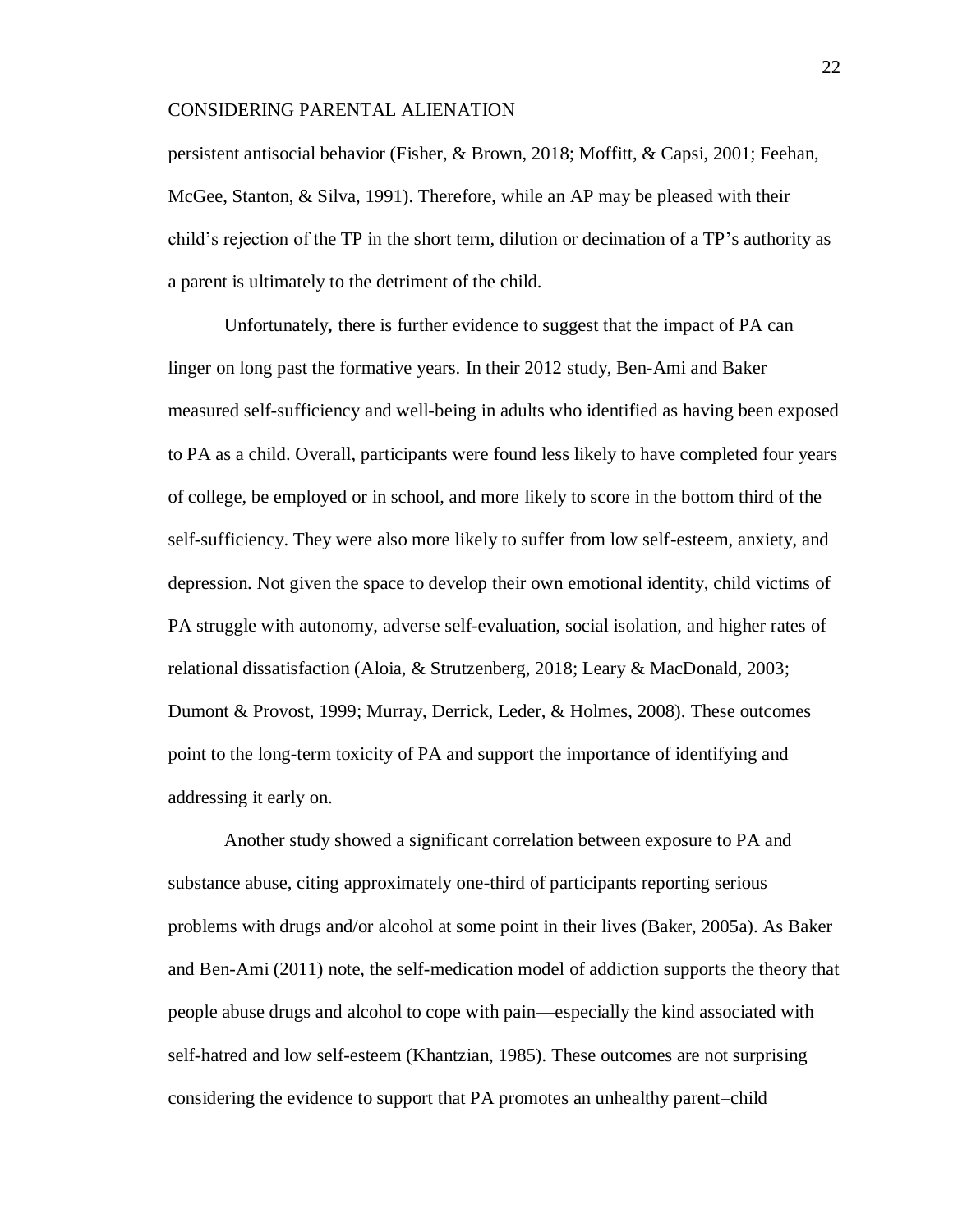persistent antisocial behavior (Fisher, & Brown, 2018; Moffitt, & Capsi, 2001; Feehan, McGee, Stanton, & Silva, 1991). Therefore, while an AP may be pleased with their child's rejection of the TP in the short term, dilution or decimation of a TP's authority as a parent is ultimately to the detriment of the child.

Unfortunately**,** there is further evidence to suggest that the impact of PA can linger on long past the formative years. In their 2012 study, Ben-Ami and Baker measured self-sufficiency and well-being in adults who identified as having been exposed to PA as a child. Overall, participants were found less likely to have completed four years of college, be employed or in school, and more likely to score in the bottom third of the self-sufficiency. They were also more likely to suffer from low self-esteem, anxiety, and depression. Not given the space to develop their own emotional identity, child victims of PA struggle with autonomy, adverse self-evaluation, social isolation, and higher rates of relational dissatisfaction (Aloia, & Strutzenberg, 2018; Leary & MacDonald, 2003; Dumont & Provost, 1999; Murray, Derrick, Leder, & Holmes, 2008). These outcomes point to the long-term toxicity of PA and support the importance of identifying and addressing it early on.

Another study showed a significant correlation between exposure to PA and substance abuse, citing approximately one-third of participants reporting serious problems with drugs and/or alcohol at some point in their lives (Baker, 2005a). As Baker and Ben-Ami (2011) note, the self-medication model of addiction supports the theory that people abuse drugs and alcohol to cope with pain—especially the kind associated with self-hatred and low self-esteem (Khantzian, 1985). These outcomes are not surprising considering the evidence to support that PA promotes an unhealthy parent–child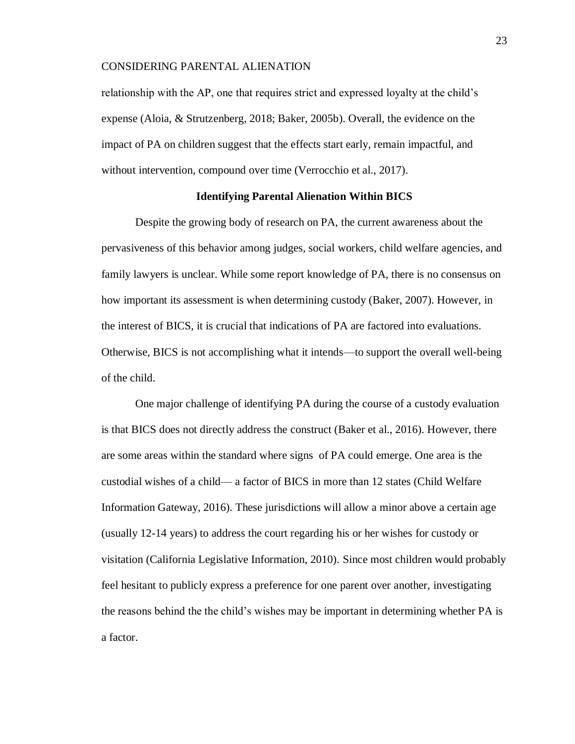relationship with the AP, one that requires strict and expressed loyalty at the child's expense (Aloia, & Strutzenberg, 2018; Baker, 2005b). Overall, the evidence on the impact of PA on children suggest that the effects start early, remain impactful, and without intervention, compound over time (Verrocchio et al., 2017).

## Identifying Parental Alienation Within BICS

Despite the growing body of research on PA, the current awareness about the pervasiveness of this behavior among judges, social workers, child welfare agencies, and family lawyers is unclear. While some report knowledge of PA, there is no consensus on how important its assessment is when determining custody (Baker, 2007). However, in the interest of BICS, it is crucial that indications of PA are factored into evaluations. Otherwise, BICS is not accomplishing what it intends—to support the overall well-being of the child.

One major challenge of identifying PA during the course of a custody evaluation is that BICS does not directly address the construct (Baker et al., 2016). However, there are some areas within the standard where signs of PA could emerge. One area is the custodial wishes of a child— a factor of BICS in more than 12 states (Child Welfare Information Gateway, 2016). These jurisdictions will allow a minor above a certain age (usually 12-14 years) to address the court regarding his or her wishes for custody or visitation (California Legislative Information, 2010). Since most children would probably feel hesitant to publicly express a preference for one parent over another, investigating the reasons behind the the child's wishes may be important in determining whether PA is a factor.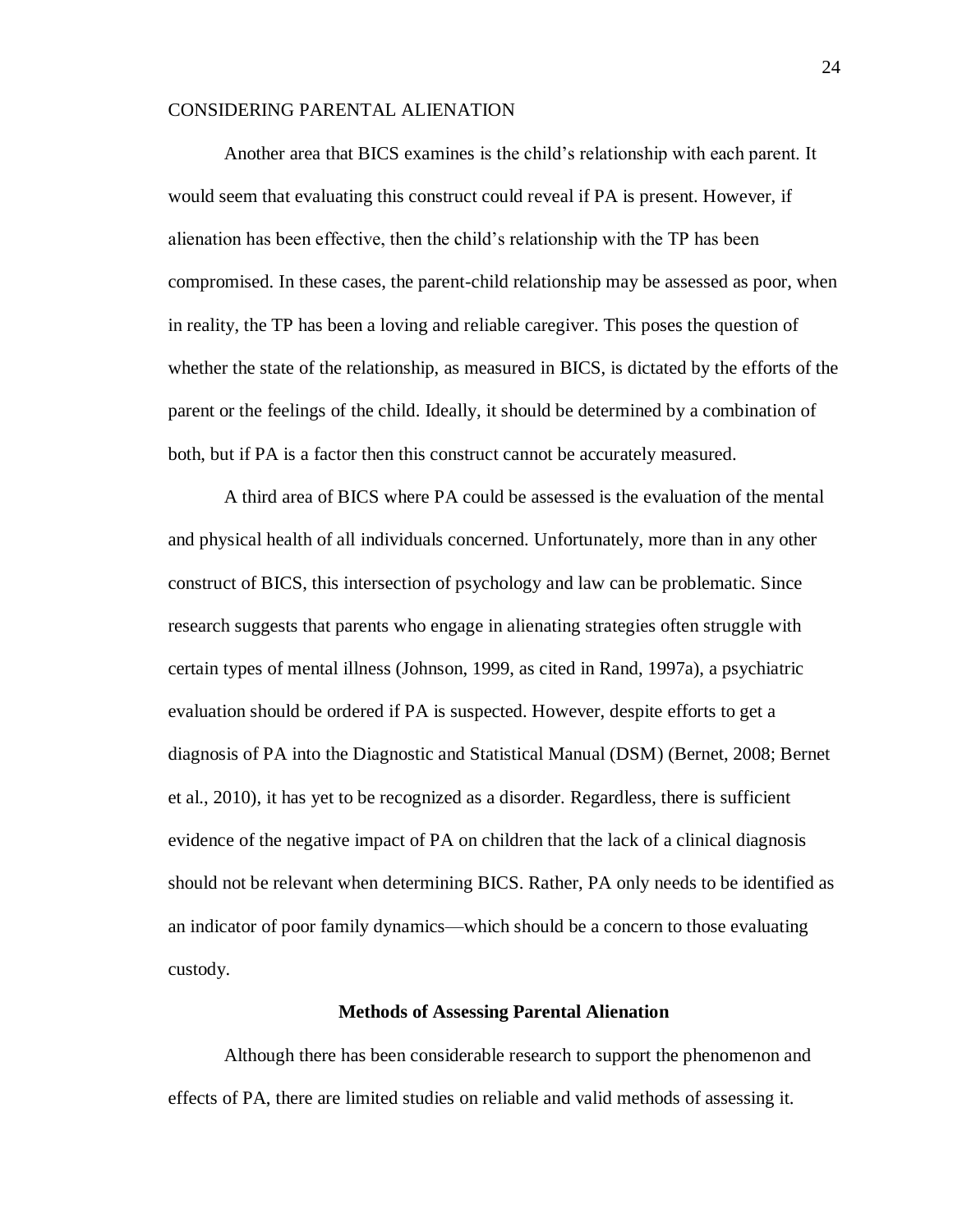Another area that BICS examines is the child's relationship with each parent. It would seem that evaluating this construct could reveal if PA is present. However, if alienation has been effective, then the child's relationship with the TP has been compromised. In these cases, the parent-child relationship may be assessed as poor, when in reality, the TP has been a loving and reliable caregiver. This poses the question of whether the state of the relationship, as measured in BICS, is dictated by the efforts of the parent or the feelings of the child. Ideally, it should be determined by a combination of both, but if PA is a factor then this construct cannot be accurately measured.

A third area of BICS where PA could be assessed is the evaluation of the mental and physical health of all individuals concerned. Unfortunately, more than in any other construct of BICS, this intersection of psychology and law can be problematic. Since research suggests that parents who engage in alienating strategies often struggle with certain types of mental illness (Johnson, 1999, as cited in Rand, 1997a), a psychiatric evaluation should be ordered if PA is suspected. However, despite efforts to get a diagnosis of PA into the Diagnostic and Statistical Manual (DSM) (Bernet, 2008; Bernet et al., 2010), it has yet to be recognized as a disorder. Regardless, there is sufficient evidence of the negative impact of PA on children that the lack of a clinical diagnosis should not be relevant when determining BICS. Rather, PA only needs to be identified as an indicator of poor family dynamics—which should be a concern to those evaluating custody.

## Methods of Assessing Parental Alienation

Although there has been considerable research to support the phenomenon and effects of PA, there are limited studies on reliable and valid methods of assessing it.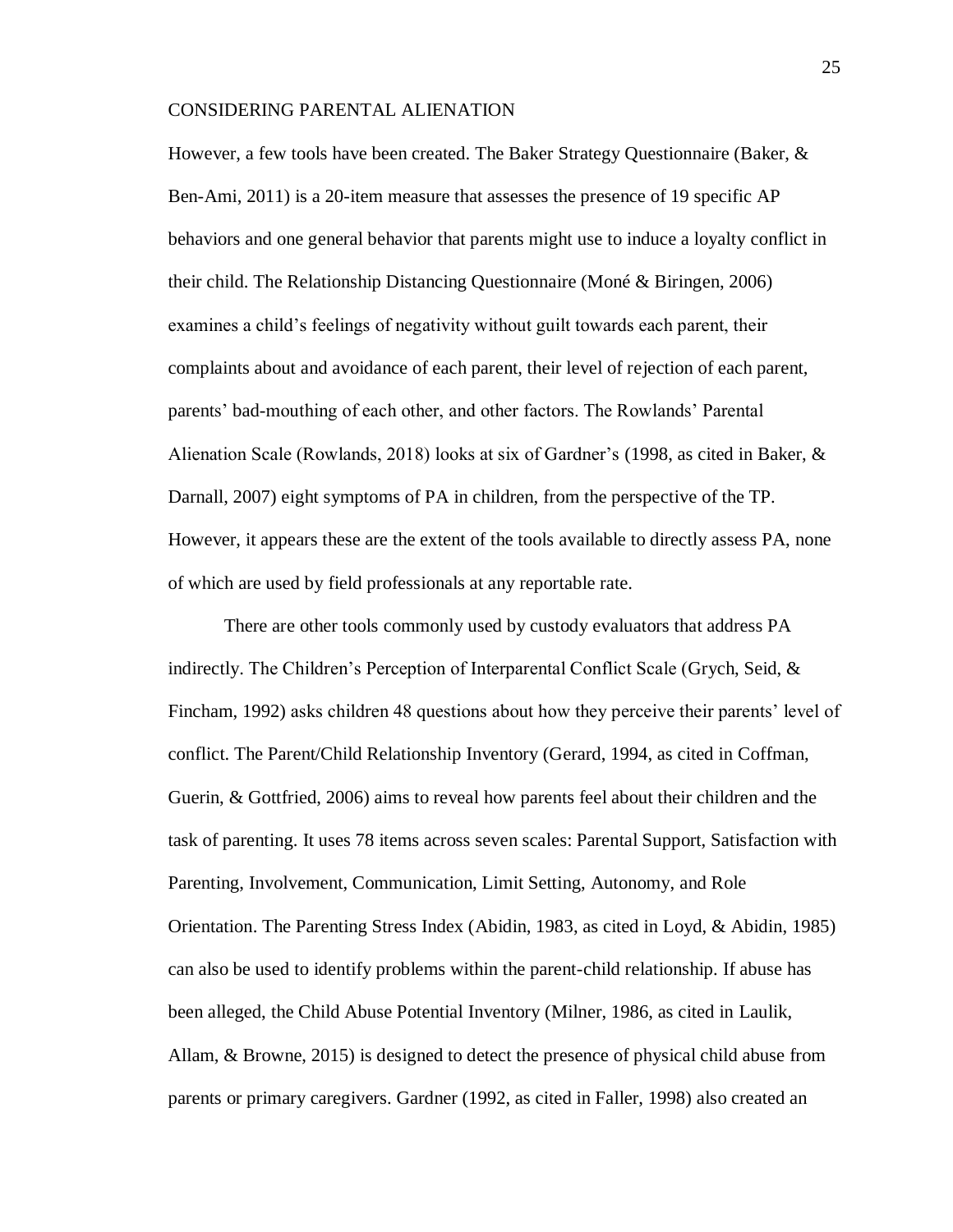However, a few tools have been created. The Baker Strategy Questionnaire (Baker, & Ben-Ami, 2011) is a 20-item measure that assesses the presence of 19 specific AP behaviors and one general behavior that parents might use to induce a loyalty conflict in their child. The Relationship Distancing Questionnaire (Moné & Biringen, 2006) examines a child's feelings of negativity without guilt towards each parent, their complaints about and avoidance of each parent, their level of rejection of each parent, parents' bad-mouthing of each other, and other factors. The Rowlands' Parental Alienation Scale (Rowlands, 2018) looks at six of Gardner's (1998, as cited in Baker, & Darnall, 2007) eight symptoms of PA in children, from the perspective of the TP. However, it appears these are the extent of the tools available to directly assess PA, none of which are used by field professionals at any reportable rate.

There are other tools commonly used by custody evaluators that address PA indirectly. The Children's Perception of Interparental Conflict Scale (Grych, Seid, & Fincham, 1992) asks children 48 questions about how they perceive their parents' level of conflict. The Parent/Child Relationship Inventory (Gerard, 1994, as cited in Coffman, Guerin, & Gottfried, 2006) aims to reveal how parents feel about their children and the task of parenting. It uses 78 items across seven scales: Parental Support, Satisfaction with Parenting, Involvement, Communication, Limit Setting, Autonomy, and Role Orientation. The Parenting Stress Index (Abidin, 1983, as cited in Loyd, & Abidin, 1985) can also be used to identify problems within the parent-child relationship. If abuse has been alleged, the Child Abuse Potential Inventory (Milner, 1986, as cited in Laulik, Allam, & Browne, 2015) is designed to detect the presence of physical child abuse from parents or primary caregivers. Gardner (1992, as cited in Faller, 1998) also created an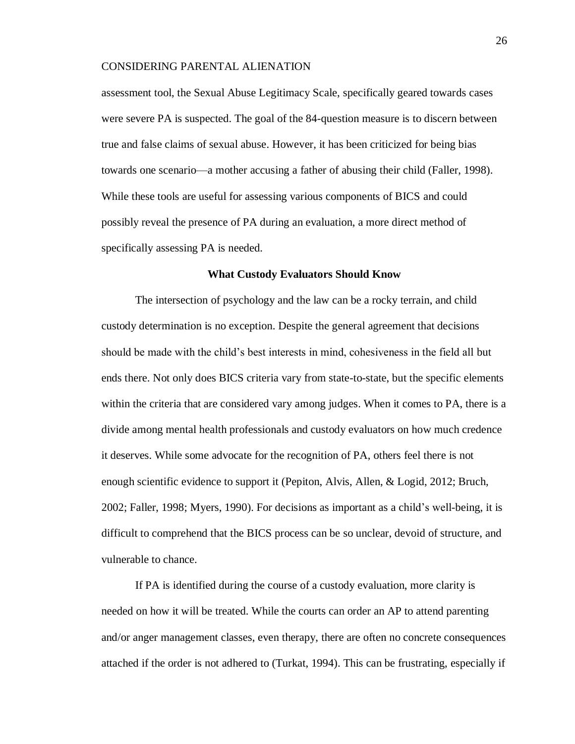assessment tool, the Sexual Abuse Legitimacy Scale, specifically geared towards cases were severe PA is suspected. The goal of the 84-question measure is to discern between true and false claims of sexual abuse. However, it has been criticized for being bias towards one scenario—a mother accusing a father of abusing their child (Faller, 1998). While these tools are useful for assessing various components of BICS and could possibly reveal the presence of PA during an evaluation, a more direct method of specifically assessing PA is needed.

## What Custody Evaluators Should Know

The intersection of psychology and the law can be a rocky terrain, and child custody determination is no exception. Despite the general agreement that decisions should be made with the child's best interests in mind, cohesiveness in the field all but ends there. Not only does BICS criteria vary from state-to-state, but the specific elements within the criteria that are considered vary among judges. When it comes to PA, there is a divide among mental health professionals and custody evaluators on how much credence it deserves. While some advocate for the recognition of PA, others feel there is not enough scientific evidence to support it (Pepiton, Alvis, Allen, & Logid, 2012; Bruch, 2002; Faller, 1998; Myers, 1990). For decisions as important as a child's well-being, it is difficult to comprehend that the BICS process can be so unclear, devoid of structure, and vulnerable to chance.

If PA is identified during the course of a custody evaluation, more clarity is needed on how it will be treated. While the courts can order an AP to attend parenting and/or anger management classes, even therapy, there are often no concrete consequences attached if the order is not adhered to (Turkat, 1994). This can be frustrating, especially if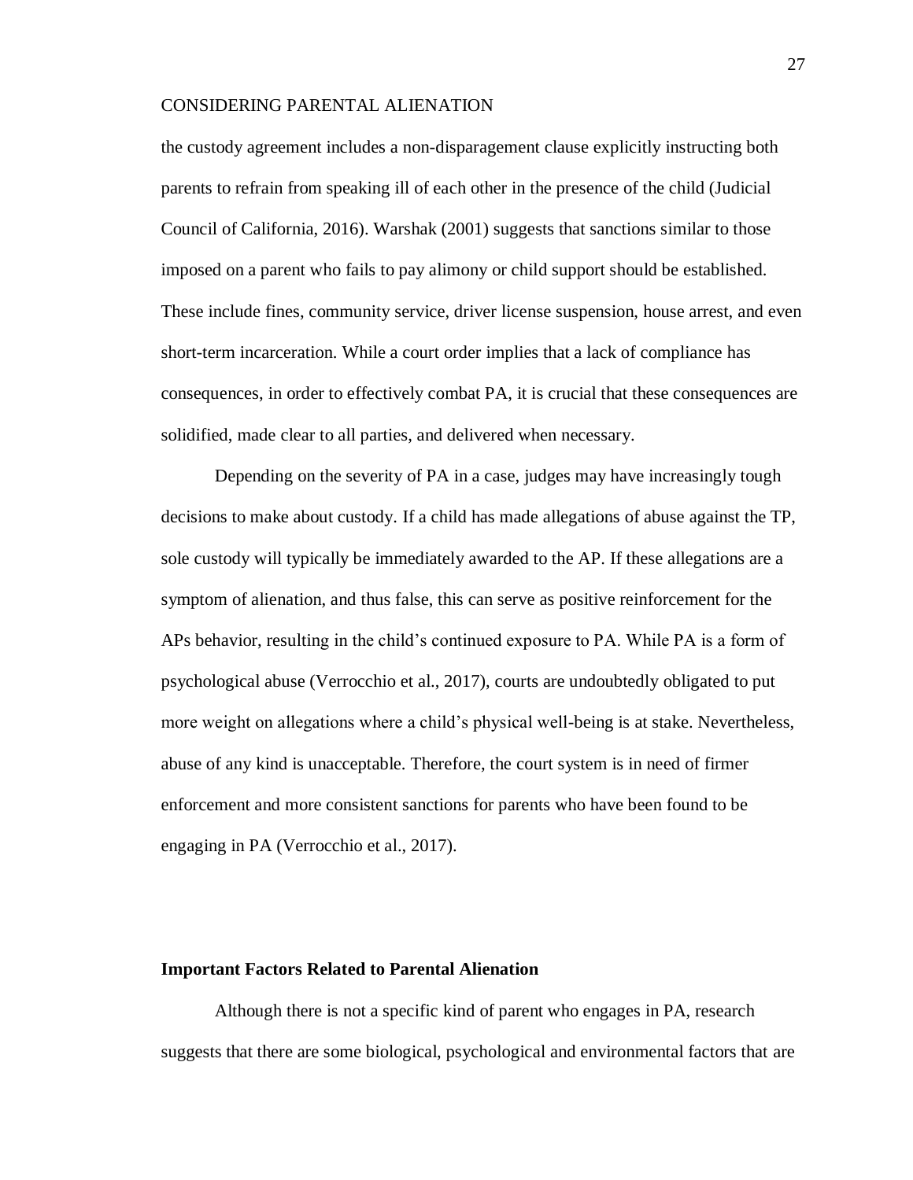the custody agreement includes a non-disparagement clause explicitly instructing both parents to refrain from speaking ill of each other in the presence of the child (Judicial Council of California, 2016). Warshak (2001) suggests that sanctions similar to those imposed on a parent who fails to pay alimony or child support should be established. These include fines, community service, driver license suspension, house arrest, and even short-term incarceration. While a court order implies that a lack of compliance has consequences, in order to effectively combat PA, it is crucial that these consequences are solidified, made clear to all parties, and delivered when necessary.

Depending on the severity of PA in a case, judges may have increasingly tough decisions to make about custody. If a child has made allegations of abuse against the TP, sole custody will typically be immediately awarded to the AP. If these allegations are a symptom of alienation, and thus false, this can serve as positive reinforcement for the APs behavior, resulting in the child's continued exposure to PA. While PA is a form of psychological abuse (Verrocchio et al., 2017), courts are undoubtedly obligated to put more weight on allegations where a child's physical well-being is at stake. Nevertheless, abuse of any kind is unacceptable. Therefore, the court system is in need of firmer enforcement and more consistent sanctions for parents who have been found to be engaging in PA (Verrocchio et al., 2017).

**Important Factors Related to Parental Alienation**

Although there is not a specific kind of parent who engages in PA, research suggests that there are some biological, psychological and environmental factors that are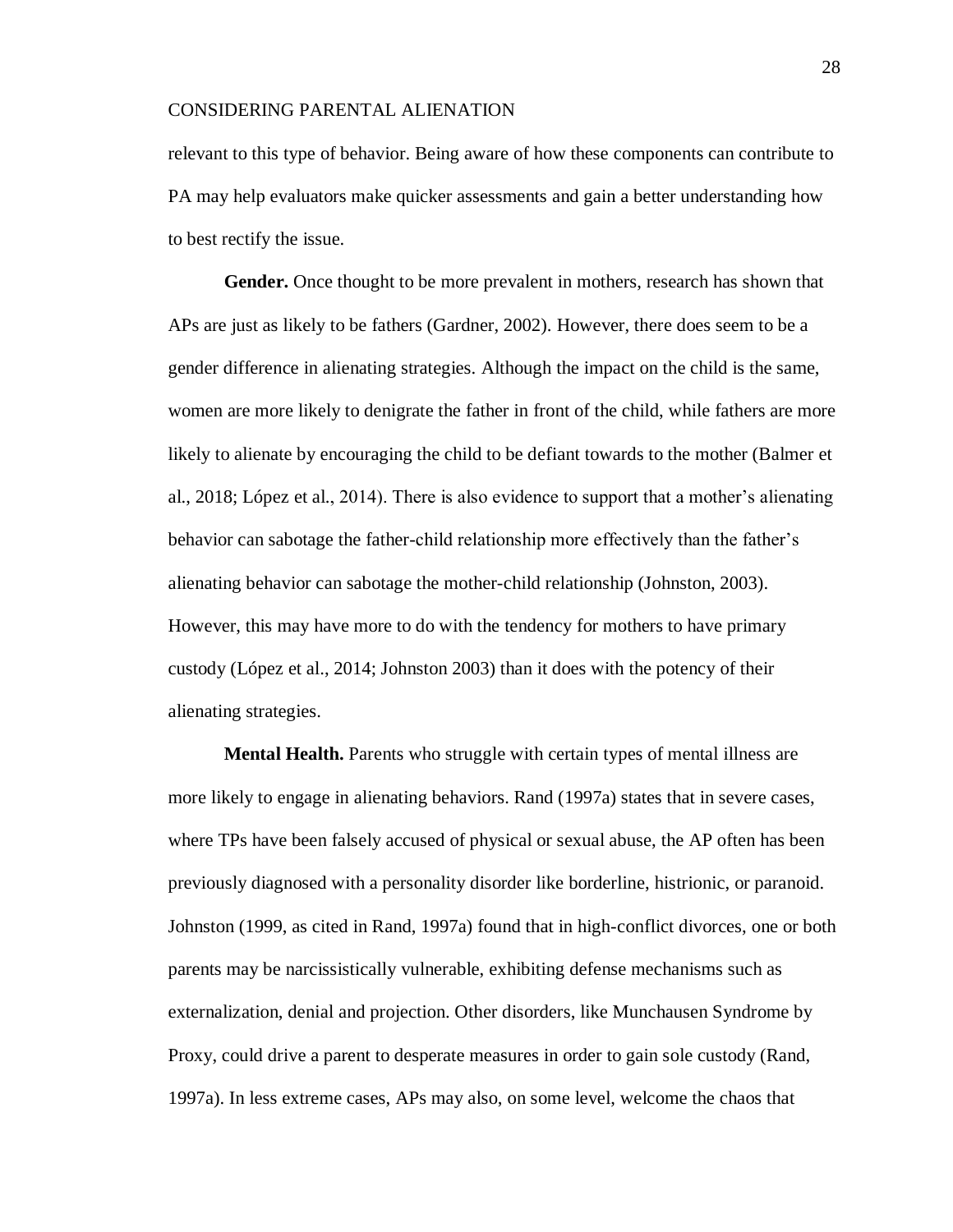relevant to this type of behavior. Being aware of how these components can contribute to PA may help evaluators make quicker assessments and gain a better understanding how to best rectify the issue.

**Gender.** Once thought to be more prevalent in mothers, research has shown that APs are just as likely to be fathers (Gardner, 2002). However, there does seem to be a gender difference in alienating strategies. Although the impact on the child is the same, women are more likely to denigrate the father in front of the child, while fathers are more likely to alienate by encouraging the child to be defiant towards to the mother (Balmer et al., 2018; López et al., 2014). There is also evidence to support that a mother's alienating behavior can sabotage the father-child relationship more effectively than the father's alienating behavior can sabotage the mother-child relationship (Johnston, 2003). However, this may have more to do with the tendency for mothers to have primary custody (López et al., 2014; Johnston 2003) than it does with the potency of their alienating strategies.

**Mental Health.** Parents who struggle with certain types of mental illness are more likely to engage in alienating behaviors. Rand (1997a) states that in severe cases, where TPs have been falsely accused of physical or sexual abuse, the AP often has been previously diagnosed with a personality disorder like borderline, histrionic, or paranoid. Johnston (1999, as cited in Rand, 1997a) found that in high-conflict divorces, one or both parents may be narcissistically vulnerable, exhibiting defense mechanisms such as externalization, denial and projection. Other disorders, like Munchausen Syndrome by Proxy, could drive a parent to desperate measures in order to gain sole custody (Rand, 1997a). In less extreme cases, APs may also, on some level, welcome the chaos that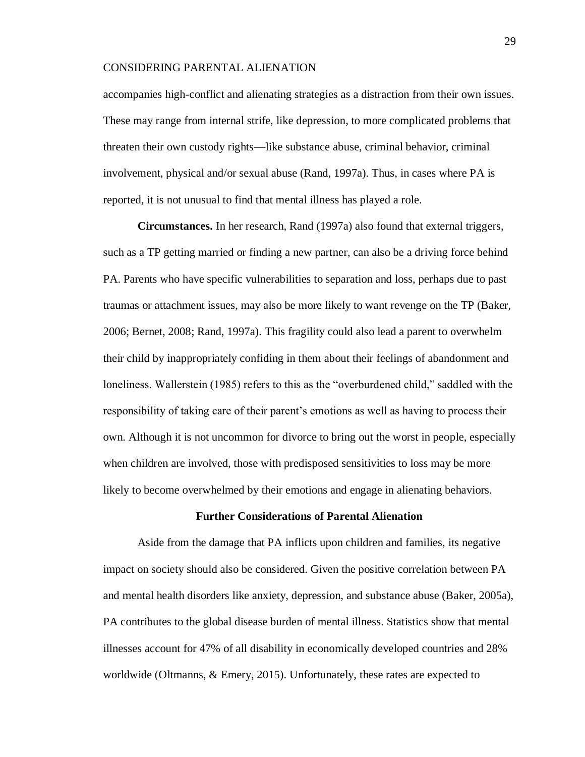accompanies high-conflict and alienating strategies as a distraction from their own issues. These may range from internal strife, like depression, to more complicated problems that threaten their own custody rights—like substance abuse, criminal behavior, criminal involvement, physical and/or sexual abuse (Rand, 1997a). Thus, in cases where PA is reported, it is not unusual to find that mental illness has played a role.

**Circumstances.** In her research, Rand (1997a) also found that external triggers, such as a TP getting married or finding a new partner, can also be a driving force behind PA. Parents who have specific vulnerabilities to separation and loss, perhaps due to past traumas or attachment issues, may also be more likely to want revenge on the TP (Baker, 2006; Bernet, 2008; Rand, 1997a). This fragility could also lead a parent to overwhelm their child by inappropriately confiding in them about their feelings of abandonment and loneliness. Wallerstein (1985) refers to this as the "overburdened child," saddled with the responsibility of taking care of their parent's emotions as well as having to process their own. Although it is not uncommon for divorce to bring out the worst in people, especially when children are involved, those with predisposed sensitivities to loss may be more likely to become overwhelmed by their emotions and engage in alienating behaviors.

## Further Considerations of Parental Alienation

Aside from the damage that PA inflicts upon children and families, its negative impact on society should also be considered. Given the positive correlation between PA and mental health disorders like anxiety, depression, and substance abuse (Baker, 2005a), PA contributes to the global disease burden of mental illness. Statistics show that mental illnesses account for 47% of all disability in economically developed countries and 28% worldwide (Oltmanns, & Emery, 2015). Unfortunately, these rates are expected to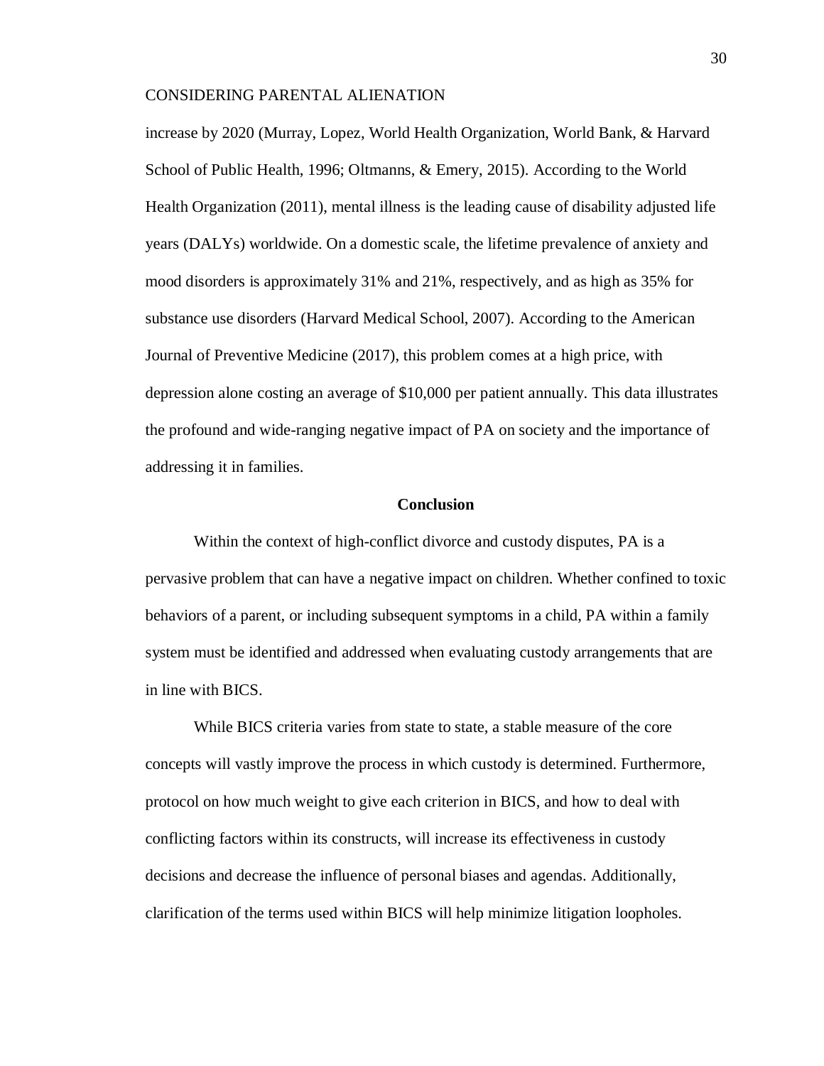increase by 2020 (Murray, Lopez, World Health Organization, World Bank, & Harvard School of Public Health, 1996; Oltmanns, & Emery, 2015). According to the World Health Organization (2011), mental illness is the leading cause of disability adjusted life years (DALYs) worldwide. On a domestic scale, the lifetime prevalence of anxiety and mood disorders is approximately 31% and 21%, respectively, and as high as 35% for substance use disorders (Harvard Medical School, 2007). According to the American Journal of Preventive Medicine (2017), this problem comes at a high price, with depression alone costing an average of $10,000 per patient annually. This data illustrates the profound and wide-ranging negative impact of PA on society and the importance of addressing it in families.

## Conclusion

Within the context of high-conflict divorce and custody disputes, PA is a pervasive problem that can have a negative impact on children. Whether confined to toxic behaviors of a parent, or including subsequent symptoms in a child, PA within a family system must be identified and addressed when evaluating custody arrangements that are in line with BICS.

While BICS criteria varies from state to state, a stable measure of the core concepts will vastly improve the process in which custody is determined. Furthermore, protocol on how much weight to give each criterion in BICS, and how to deal with conflicting factors within its constructs, will increase its effectiveness in custody decisions and decrease the influence of personal biases and agendas. Additionally, clarification of the terms used within BICS will help minimize litigation loopholes.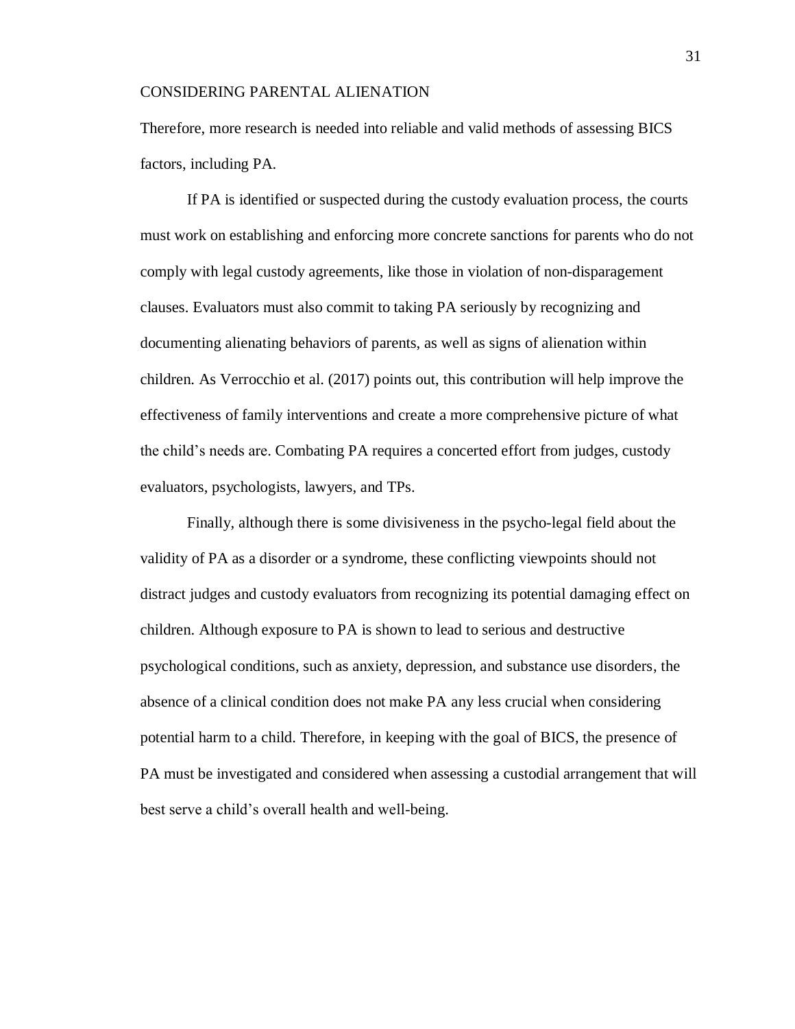Therefore, more research is needed into reliable and valid methods of assessing BICS factors, including PA.

If PA is identified or suspected during the custody evaluation process, the courts must work on establishing and enforcing more concrete sanctions for parents who do not comply with legal custody agreements, like those in violation of non-disparagement clauses. Evaluators must also commit to taking PA seriously by recognizing and documenting alienating behaviors of parents, as well as signs of alienation within children. As Verrocchio et al. (2017) points out, this contribution will help improve the effectiveness of family interventions and create a more comprehensive picture of what the child's needs are. Combating PA requires a concerted effort from judges, custody evaluators, psychologists, lawyers, and TPs.

Finally, although there is some divisiveness in the psycho-legal field about the validity of PA as a disorder or a syndrome, these conflicting viewpoints should not distract judges and custody evaluators from recognizing its potential damaging effect on children. Although exposure to PA is shown to lead to serious and destructive psychological conditions, such as anxiety, depression, and substance use disorders, the absence of a clinical condition does not make PA any less crucial when considering potential harm to a child. Therefore, in keeping with the goal of BICS, the presence of PA must be investigated and considered when assessing a custodial arrangement that will best serve a child's overall health and well-being.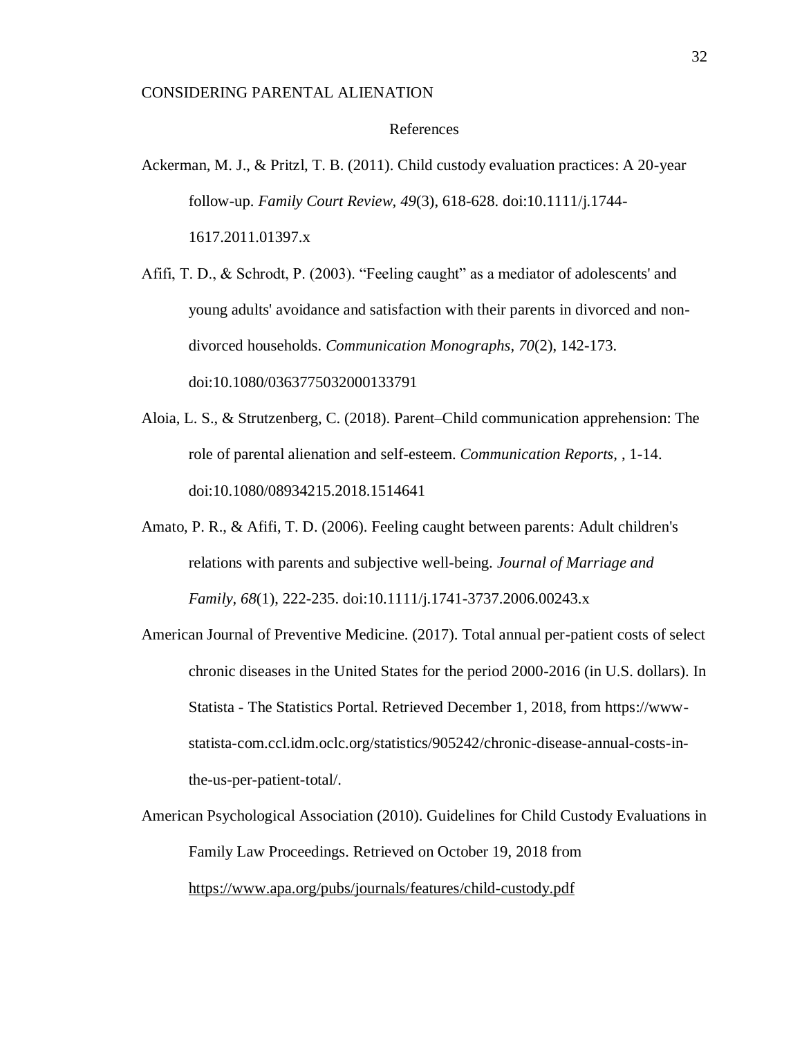# References

Ackerman, M. J., & Pritzl, T. B. (2011). Child custody evaluation practices: A 20-year follow-up. *Family Court Review, 49*(3), 618-628. doi:10.1111/j.1744-1617.2011.01397.x

Afifi, T. D., & Schrodt, P. (2003). “Feeling caught” as a mediator of adolescents' and young adults' avoidance and satisfaction with their parents in divorced and non-divorced households. *Communication Monographs, 70*(2), 142-173. doi:10.1080/0363775032000133791

Aloia, L. S., & Strutzenberg, C. (2018). Parent–Child communication apprehension: The role of parental alienation and self-esteem. *Communication Reports,* , 1-14. doi:10.1080/08934215.2018.1514641

Amato, P. R., & Afifi, T. D. (2006). Feeling caught between parents: Adult children's relations with parents and subjective well-being. *Journal of Marriage and Family, 68*(1), 222-235. doi:10.1111/j.1741-3737.2006.00243.x

American Journal of Preventive Medicine. (2017). Total annual per-patient costs of select chronic diseases in the United States for the period 2000-2016 (in U.S. dollars). In Statista - The Statistics Portal. Retrieved December 1, 2018, from https://www-statista-com.ccl.idm.oclc.org/statistics/905242/chronic-disease-annual-costs-in-the-us-per-patient-total/.

American Psychological Association (2010). Guidelines for Child Custody Evaluations in Family Law Proceedings. Retrieved on October 19, 2018 from https://www.apa.org/pubs/journals/features/child-custody.pdf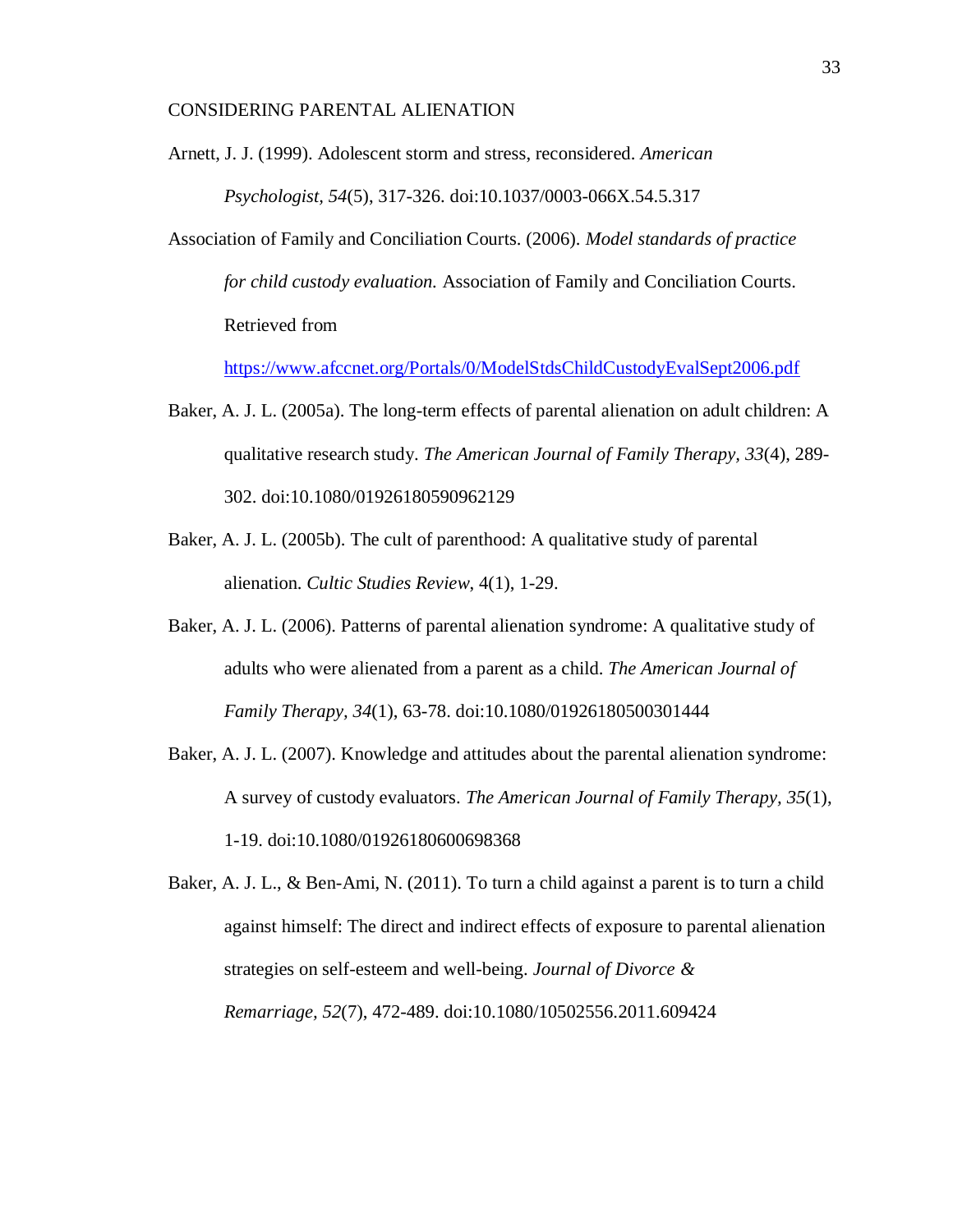Arnett, J. J. (1999). Adolescent storm and stress, reconsidered. *American Psychologist, 54*(5), 317-326. doi:10.1037/0003-066X.54.5.317

Association of Family and Conciliation Courts. (2006). *Model standards of practice for child custody evaluation.* Association of Family and Conciliation Courts. Retrieved from https://www.afccnet.org/Portals/0/ModelStdsChildCustodyEvalSept2006.pdf

Baker, A. J. L. (2005a). The long-term effects of parental alienation on adult children: A qualitative research study. *The American Journal of Family Therapy, 33*(4), 289-302. doi:10.1080/01926180590962129

Baker, A. J. L. (2005b). The cult of parenthood: A qualitative study of parental alienation. *Cultic Studies Review*, 4(1), 1-29.

Baker, A. J. L. (2006). Patterns of parental alienation syndrome: A qualitative study of adults who were alienated from a parent as a child. *The American Journal of Family Therapy*, *34*(1), 63-78. doi:10.1080/01926180500301444

Baker, A. J. L. (2007). Knowledge and attitudes about the parental alienation syndrome: A survey of custody evaluators. *The American Journal of Family Therapy, 35*(1), 1-19. doi:10.1080/01926180600698368

Baker, A. J. L., & Ben-Ami, N. (2011). To turn a child against a parent is to turn a child against himself: The direct and indirect effects of exposure to parental alienation strategies on self-esteem and well-being. *Journal of Divorce & Remarriage, 52*(7), 472-489. doi:10.1080/10502556.2011.609424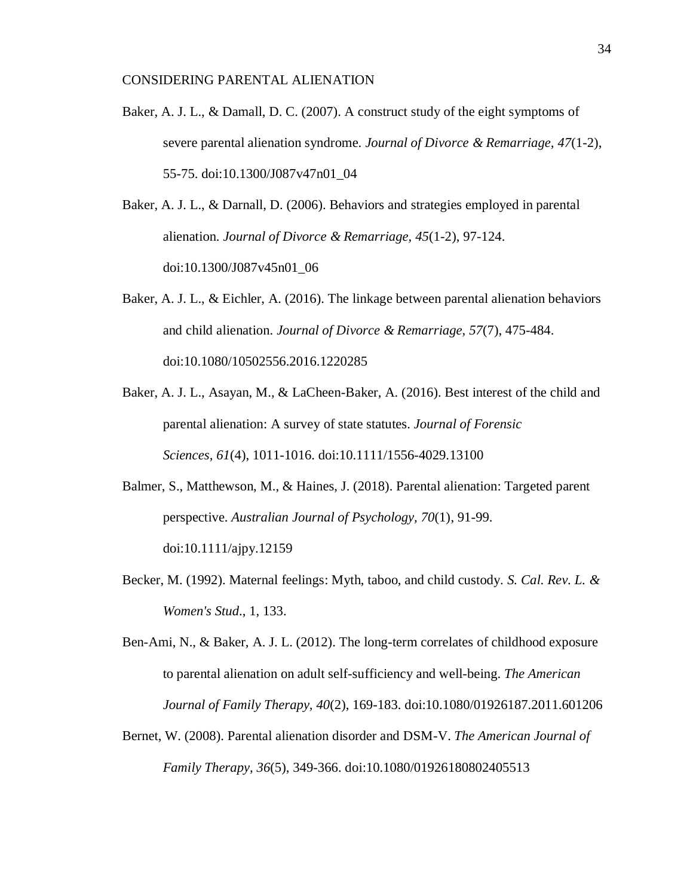Baker, A. J. L., & Damall, D. C. (2007). A construct study of the eight symptoms of severe parental alienation syndrome. *Journal of Divorce & Remarriage, 47*(1-2), 55-75. doi:10.1300/J087v47n01_04

Baker, A. J. L., & Darnall, D. (2006). Behaviors and strategies employed in parental alienation. *Journal of Divorce & Remarriage, 45*(1-2), 97-124. doi:10.1300/J087v45n01_06

Baker, A. J. L., & Eichler, A. (2016). The linkage between parental alienation behaviors and child alienation. *Journal of Divorce & Remarriage, 57*(7), 475-484. doi:10.1080/10502556.2016.1220285

Baker, A. J. L., Asayan, M., & LaCheen-Baker, A. (2016). Best interest of the child and parental alienation: A survey of state statutes. *Journal of Forensic Sciences*, *61*(4), 1011-1016. doi:10.1111/1556-4029.13100

Balmer, S., Matthewson, M., & Haines, J. (2018). Parental alienation: Targeted parent perspective. *Australian Journal of Psychology, 70*(1), 91-99. doi:10.1111/ajpy.12159

Becker, M. (1992). Maternal feelings: Myth, taboo, and child custody. *S. Cal. Rev. L. & Women's Stud*., 1, 133.

Ben-Ami, N., & Baker, A. J. L. (2012). The long-term correlates of childhood exposure to parental alienation on adult self-sufficiency and well-being. *The American Journal of Family Therapy, 40*(2), 169-183. doi:10.1080/01926187.2011.601206

Bernet, W. (2008). Parental alienation disorder and DSM-V. *The American Journal of Family Therapy, 36*(5), 349-366. doi:10.1080/01926180802405513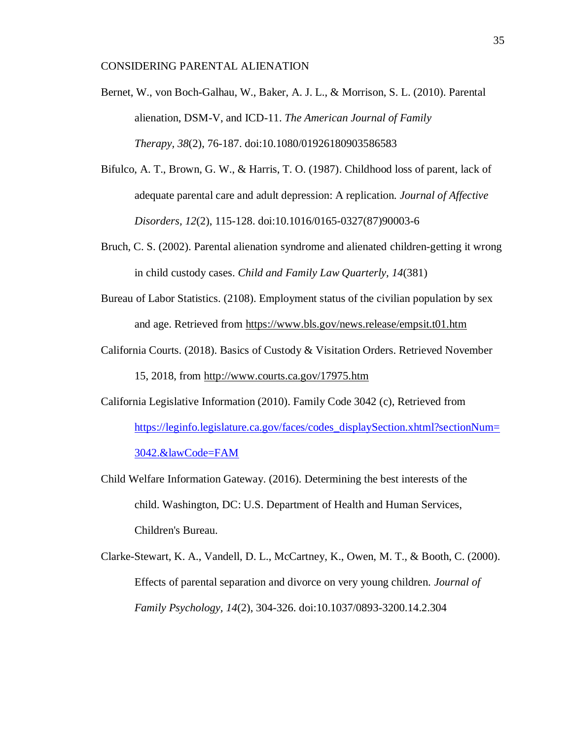Bernet, W., von Boch-Galhau, W., Baker, A. J. L., & Morrison, S. L. (2010). Parental alienation, DSM-V, and ICD-11. *The American Journal of Family Therapy, 38*(2), 76-187. doi:10.1080/01926180903586583

Bifulco, A. T., Brown, G. W., & Harris, T. O. (1987). Childhood loss of parent, lack of adequate parental care and adult depression: A replication. *Journal of Affective Disorders, 12*(2), 115-128. doi:10.1016/0165-0327(87)90003-6

Bruch, C. S. (2002). Parental alienation syndrome and alienated children-getting it wrong in child custody cases. *Child and Family Law Quarterly, 14*(381)

Bureau of Labor Statistics. (2108). Employment status of the civilian population by sex and age. Retrieved from https://www.bls.gov/news.release/empsit.t01.htm

California Courts. (2018). Basics of Custody & Visitation Orders. Retrieved November 15, 2018, from http://www.courts.ca.gov/17975.htm

California Legislative Information (2010). Family Code 3042 (c), Retrieved from https://leginfo.legislature.ca.gov/faces/codes_displaySection.xhtml?sectionNum=3042.&lawCode=FAM

Child Welfare Information Gateway. (2016). Determining the best interests of the child. Washington, DC: U.S. Department of Health and Human Services, Children's Bureau.

Clarke-Stewart, K. A., Vandell, D. L., McCartney, K., Owen, M. T., & Booth, C. (2000). Effects of parental separation and divorce on very young children. *Journal of Family Psychology, 14*(2), 304-326. doi:10.1037/0893-3200.14.2.304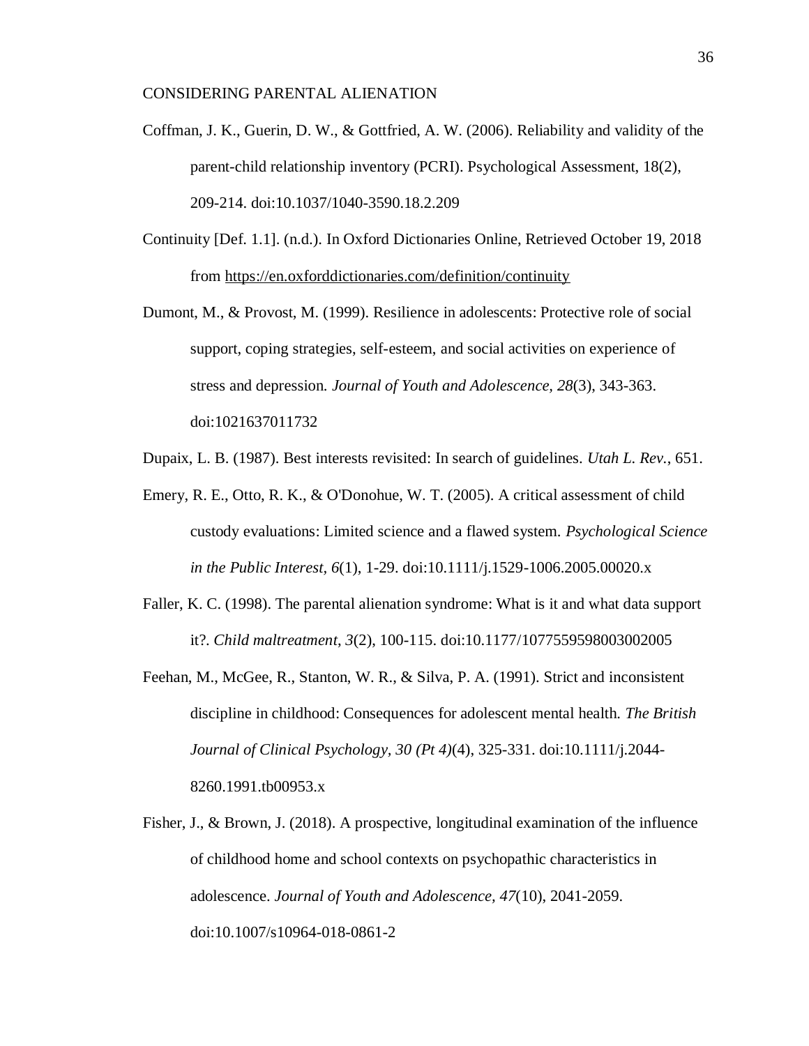Coffman, J. K., Guerin, D. W., & Gottfried, A. W. (2006). Reliability and validity of the parent-child relationship inventory (PCRI). Psychological Assessment, 18(2), 209-214. doi:10.1037/1040-3590.18.2.209

Continuity [Def. 1.1]. (n.d.). In Oxford Dictionaries Online, Retrieved October 19, 2018 from https://en.oxforddictionaries.com/definition/continuity

Dumont, M., & Provost, M. (1999). Resilience in adolescents: Protective role of social support, coping strategies, self-esteem, and social activities on experience of stress and depression. *Journal of Youth and Adolescence, 28*(3), 343-363. doi:1021637011732

Dupaix, L. B. (1987). Best interests revisited: In search of guidelines. *Utah L. Rev.*, 651.

Emery, R. E., Otto, R. K., & O'Donohue, W. T. (2005). A critical assessment of child custody evaluations: Limited science and a flawed system. *Psychological Science in the Public Interest*, *6*(1), 1-29. doi:10.1111/j.1529-1006.2005.00020.x

Faller, K. C. (1998). The parental alienation syndrome: What is it and what data support it?. *Child maltreatment*, *3*(2), 100-115. doi:10.1177/1077559598003002005

Feehan, M., McGee, R., Stanton, W. R., & Silva, P. A. (1991). Strict and inconsistent discipline in childhood: Consequences for adolescent mental health. *The British Journal of Clinical Psychology, 30 (Pt 4)*(4), 325-331. doi:10.1111/j.2044-8260.1991.tb00953.x

Fisher, J., & Brown, J. (2018). A prospective, longitudinal examination of the influence of childhood home and school contexts on psychopathic characteristics in adolescence. *Journal of Youth and Adolescence, 47*(10), 2041-2059. doi:10.1007/s10964-018-0861-2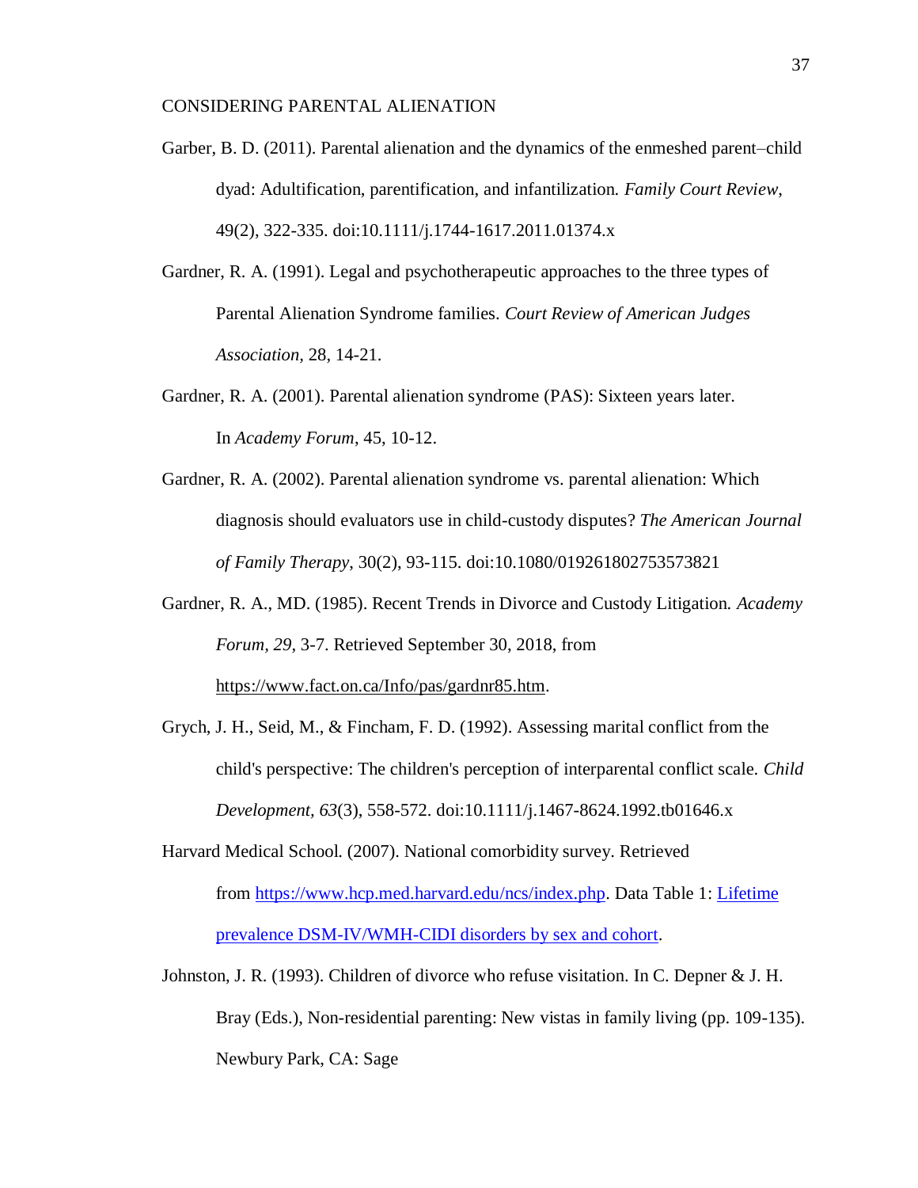Garber, B. D. (2011). Parental alienation and the dynamics of the enmeshed parent–child dyad: Adultification, parentification, and infantilization. *Family Court Review*, 49(2), 322-335. doi:10.1111/j.1744-1617.2011.01374.x

Gardner, R. A. (1991). Legal and psychotherapeutic approaches to the three types of Parental Alienation Syndrome families. *Court Review of American Judges Association,* 28, 14-21.

Gardner, R. A. (2001). Parental alienation syndrome (PAS): Sixteen years later. In *Academy Forum*, 45, 10-12.

Gardner, R. A. (2002). Parental alienation syndrome vs. parental alienation: Which diagnosis should evaluators use in child-custody disputes? *The American Journal of Family Therapy*, 30(2), 93-115. doi:10.1080/019261802753573821

Gardner, R. A., MD. (1985). Recent Trends in Divorce and Custody Litigation. *Academy Forum, 29*, 3-7. Retrieved September 30, 2018, from https://www.fact.on.ca/Info/pas/gardnr85.htm.

Grych, J. H., Seid, M., & Fincham, F. D. (1992). Assessing marital conflict from the child's perspective: The children's perception of interparental conflict scale. *Child Development*, *63*(3), 558-572. doi:10.1111/j.1467-8624.1992.tb01646.x

Harvard Medical School. (2007). National comorbidity survey. Retrieved from https://www.hcp.med.harvard.edu/ncs/index.php. Data Table 1: Lifetime prevalence DSM-IV/WMH-CIDI disorders by sex and cohort.

Johnston, J. R. (1993). Children of divorce who refuse visitation. In C. Depner & J. H. Bray (Eds.), Non-residential parenting: New vistas in family living (pp. 109-135). Newbury Park, CA: Sage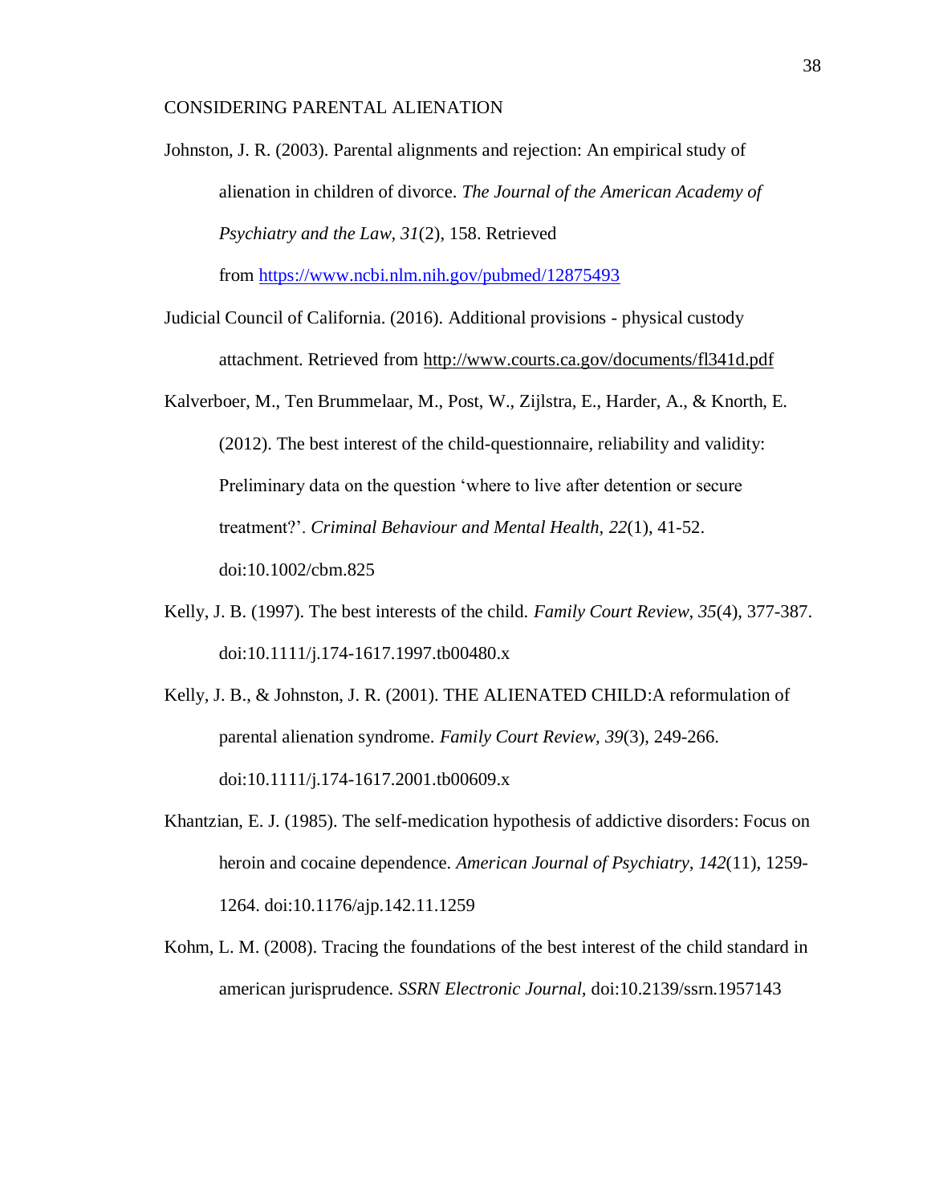Johnston, J. R. (2003). Parental alignments and rejection: An empirical study of alienation in children of divorce. *The Journal of the American Academy of Psychiatry and the Law, 31*(2), 158. Retrieved from https://www.ncbi.nlm.nih.gov/pubmed/12875493

Judicial Council of California. (2016). Additional provisions - physical custody attachment. Retrieved from http://www.courts.ca.gov/documents/fl341d.pdf

Kalverboer, M., Ten Brummelaar, M., Post, W., Zijlstra, E., Harder, A., & Knorth, E. (2012). The best interest of the child-questionnaire, reliability and validity: Preliminary data on the question 'where to live after detention or secure treatment?'. *Criminal Behaviour and Mental Health, 22*(1), 41-52. doi:10.1002/cbm.825

Kelly, J. B. (1997). The best interests of the child. *Family Court Review, 35*(4), 377-387. doi:10.1111/j.174-1617.1997.tb00480.x

Kelly, J. B., & Johnston, J. R. (2001). THE ALIENATED CHILD:A reformulation of parental alienation syndrome. *Family Court Review, 39*(3), 249-266. doi:10.1111/j.174-1617.2001.tb00609.x

Khantzian, E. J. (1985). The self-medication hypothesis of addictive disorders: Focus on heroin and cocaine dependence. *American Journal of Psychiatry, 142*(11), 1259-1264. doi:10.1176/ajp.142.11.1259

Kohm, L. M. (2008). Tracing the foundations of the best interest of the child standard in american jurisprudence. *SSRN Electronic Journal,* doi:10.2139/ssrn.1957143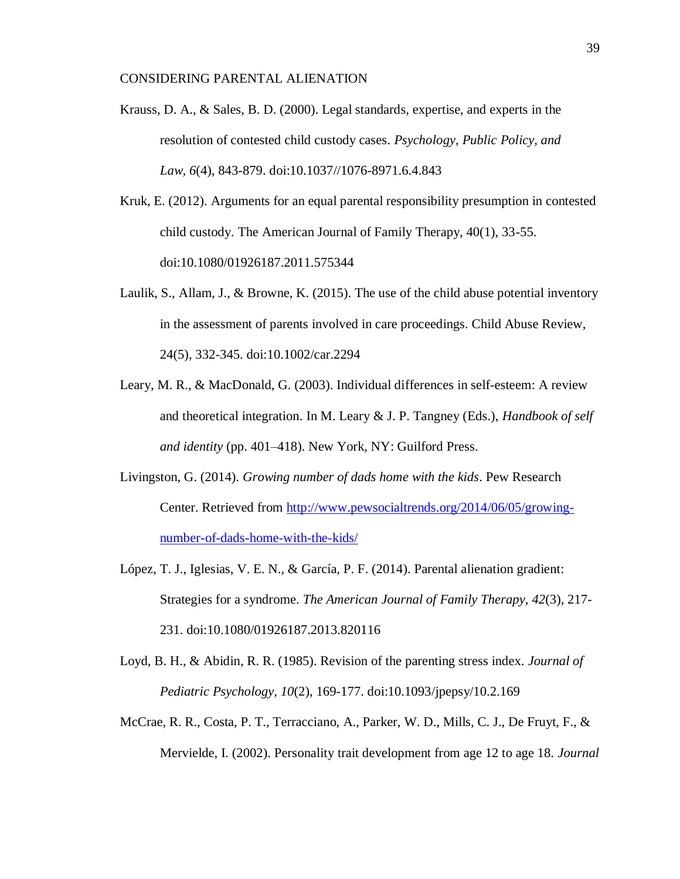Krauss, D. A., & Sales, B. D. (2000). Legal standards, expertise, and experts in the resolution of contested child custody cases. *Psychology, Public Policy, and Law, 6*(4), 843-879. doi:10.1037//1076-8971.6.4.843

Kruk, E. (2012). Arguments for an equal parental responsibility presumption in contested child custody. The American Journal of Family Therapy, 40(1), 33-55. doi:10.1080/01926187.2011.575344

Laulik, S., Allam, J., & Browne, K. (2015). The use of the child abuse potential inventory in the assessment of parents involved in care proceedings. Child Abuse Review, 24(5), 332-345. doi:10.1002/car.2294

Leary, M. R., & MacDonald, G. (2003). Individual differences in self-esteem: A review and theoretical integration. In M. Leary & J. P. Tangney (Eds.), *Handbook of self and identity* (pp. 401–418). New York, NY: Guilford Press.

Livingston, G. (2014). *Growing number of dads home with the kids*. Pew Research Center. Retrieved from http://www.pewsocialtrends.org/2014/06/05/growing-number-of-dads-home-with-the-kids/

López, T. J., Iglesias, V. E. N., & García, P. F. (2014). Parental alienation gradient: Strategies for a syndrome. *The American Journal of Family Therapy, 42*(3), 217-231. doi:10.1080/01926187.2013.820116

Loyd, B. H., & Abidin, R. R. (1985). Revision of the parenting stress index. *Journal of Pediatric Psychology, 10*(2), 169-177. doi:10.1093/jpepsy/10.2.169

McCrae, R. R., Costa, P. T., Terracciano, A., Parker, W. D., Mills, C. J., De Fruyt, F., & Mervielde, I. (2002). Personality trait development from age 12 to age 18. *Journal*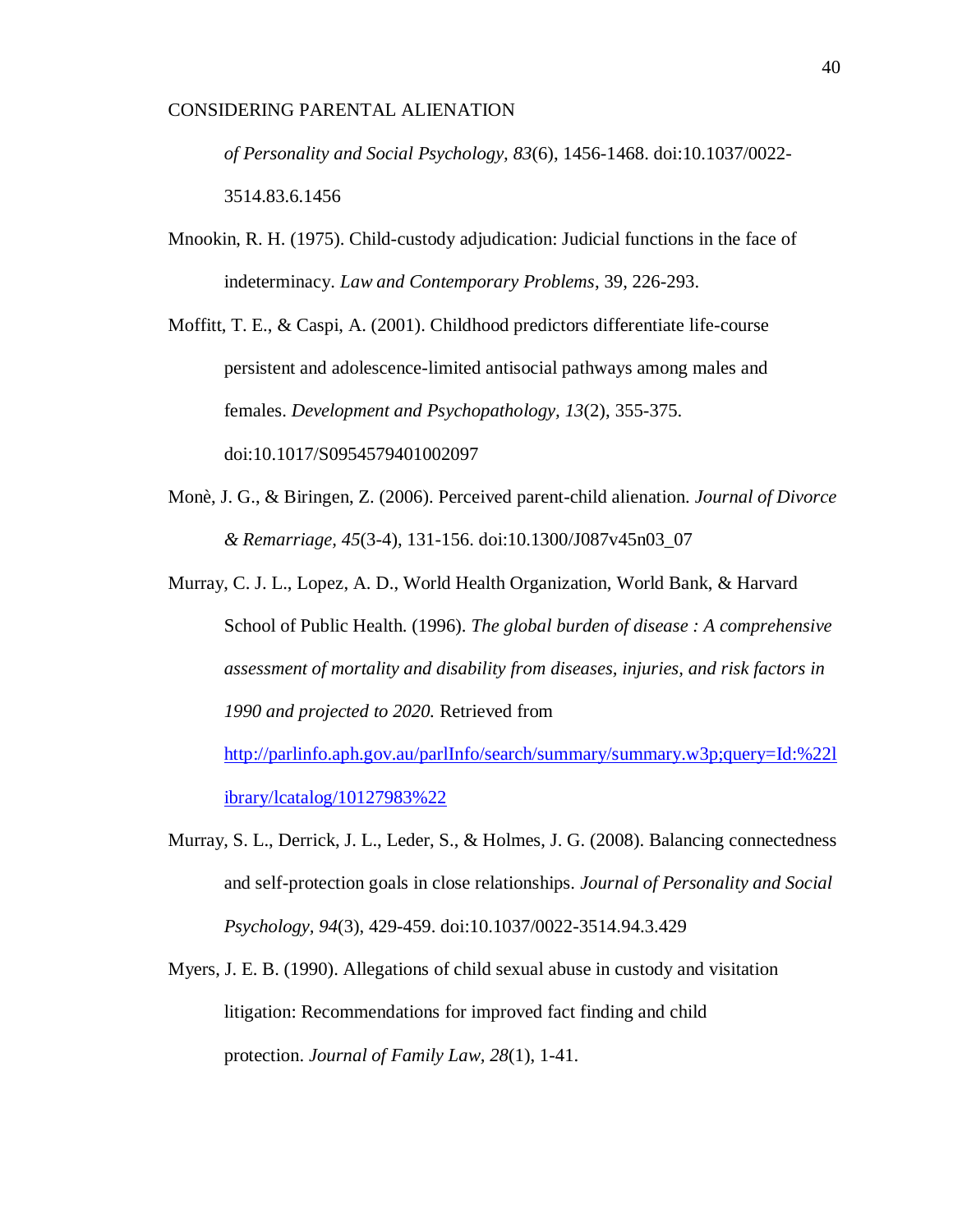*of Personality and Social Psychology, 83*(6), 1456-1468. doi:10.1037/0022-3514.83.6.1456

Mnookin, R. H. (1975). Child-custody adjudication: Judicial functions in the face of indeterminacy. *Law and Contemporary Problems*, 39, 226-293.

Moffitt, T. E., & Caspi, A. (2001). Childhood predictors differentiate life-course persistent and adolescence-limited antisocial pathways among males and females. *Development and Psychopathology, 13*(2), 355-375. doi:10.1017/S0954579401002097

Monè, J. G., & Biringen, Z. (2006). Perceived parent-child alienation. *Journal of Divorce & Remarriage, 45*(3-4), 131-156. doi:10.1300/J087v45n03_07

Murray, C. J. L., Lopez, A. D., World Health Organization, World Bank, & Harvard School of Public Health. (1996). *The global burden of disease : A comprehensive assessment of mortality and disability from diseases, injuries, and risk factors in 1990 and projected to 2020.* Retrieved from http://parlinfo.aph.gov.au/parlInfo/search/summary/summary.w3p;query=Id:%22library/lcatalog/10127983%22

Murray, S. L., Derrick, J. L., Leder, S., & Holmes, J. G. (2008). Balancing connectedness and self-protection goals in close relationships. *Journal of Personality and Social Psychology, 94*(3), 429-459. doi:10.1037/0022-3514.94.3.429

Myers, J. E. B. (1990). Allegations of child sexual abuse in custody and visitation litigation: Recommendations for improved fact finding and child protection. *Journal of Family Law, 28*(1), 1-41.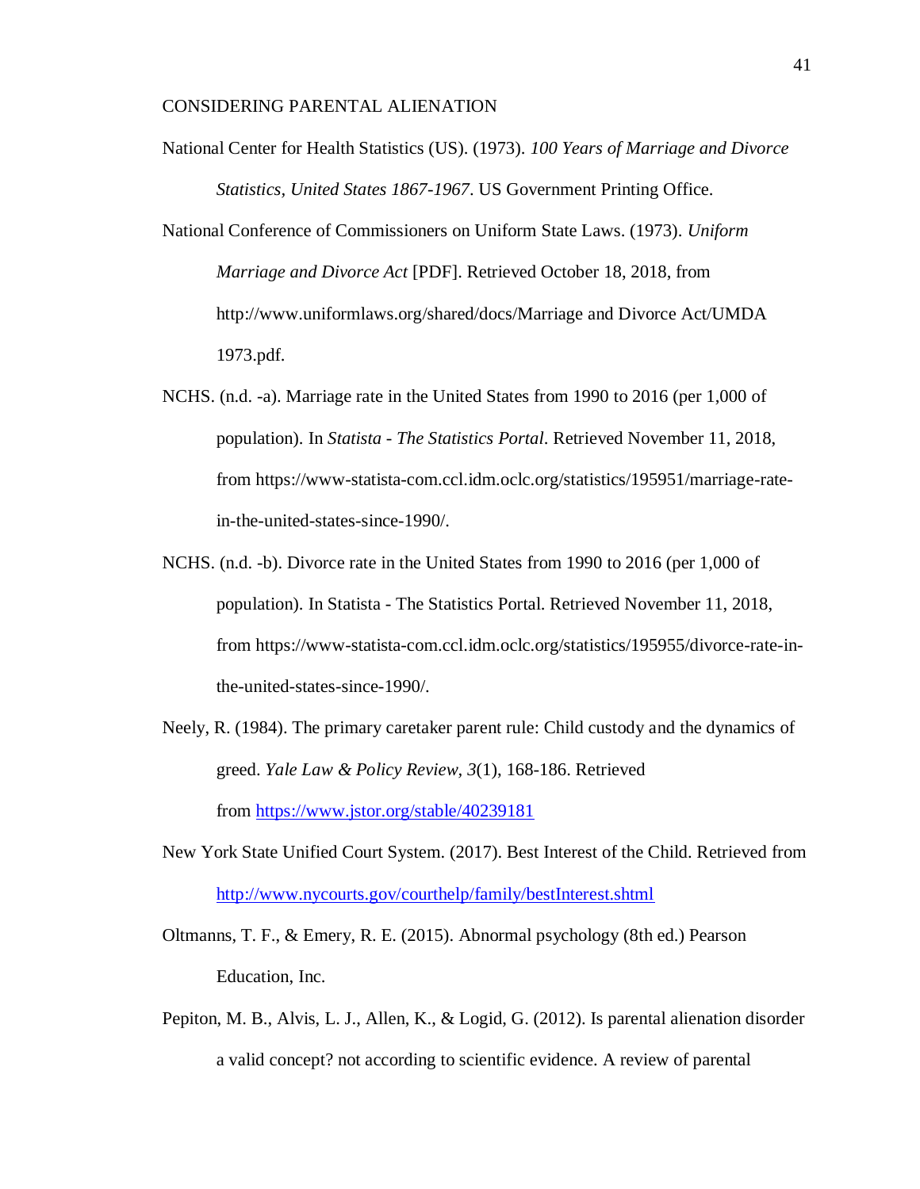National Center for Health Statistics (US). (1973). *100 Years of Marriage and Divorce Statistics, United States 1867-1967*. US Government Printing Office.

National Conference of Commissioners on Uniform State Laws. (1973). *Uniform Marriage and Divorce Act* [PDF]. Retrieved October 18, 2018, from http://www.uniformlaws.org/shared/docs/Marriage and Divorce Act/UMDA 1973.pdf.

NCHS. (n.d. -a). Marriage rate in the United States from 1990 to 2016 (per 1,000 of population). In *Statista - The Statistics Portal*. Retrieved November 11, 2018, from https://www-statista-com.ccl.idm.oclc.org/statistics/195951/marriage-rate-in-the-united-states-since-1990/.

NCHS. (n.d. -b). Divorce rate in the United States from 1990 to 2016 (per 1,000 of population). In Statista - The Statistics Portal. Retrieved November 11, 2018, from https://www-statista-com.ccl.idm.oclc.org/statistics/195955/divorce-rate-in-the-united-states-since-1990/.

Neely, R. (1984). The primary caretaker parent rule: Child custody and the dynamics of greed. *Yale Law & Policy Review*, *3*(1), 168-186. Retrieved from [https://www.jstor.org/stable/40239181](https://www.jstor.org/stable/40239181)

New York State Unified Court System. (2017). Best Interest of the Child. Retrieved from [http://www.nycourts.gov/courthelp/family/bestInterest.shtml](http://www.nycourts.gov/courthelp/family/bestInterest.shtml)

Oltmanns, T. F., & Emery, R. E. (2015). Abnormal psychology (8th ed.) Pearson Education, Inc.

Pepiton, M. B., Alvis, L. J., Allen, K., & Logid, G. (2012). Is parental alienation disorder a valid concept? not according to scientific evidence. A review of parental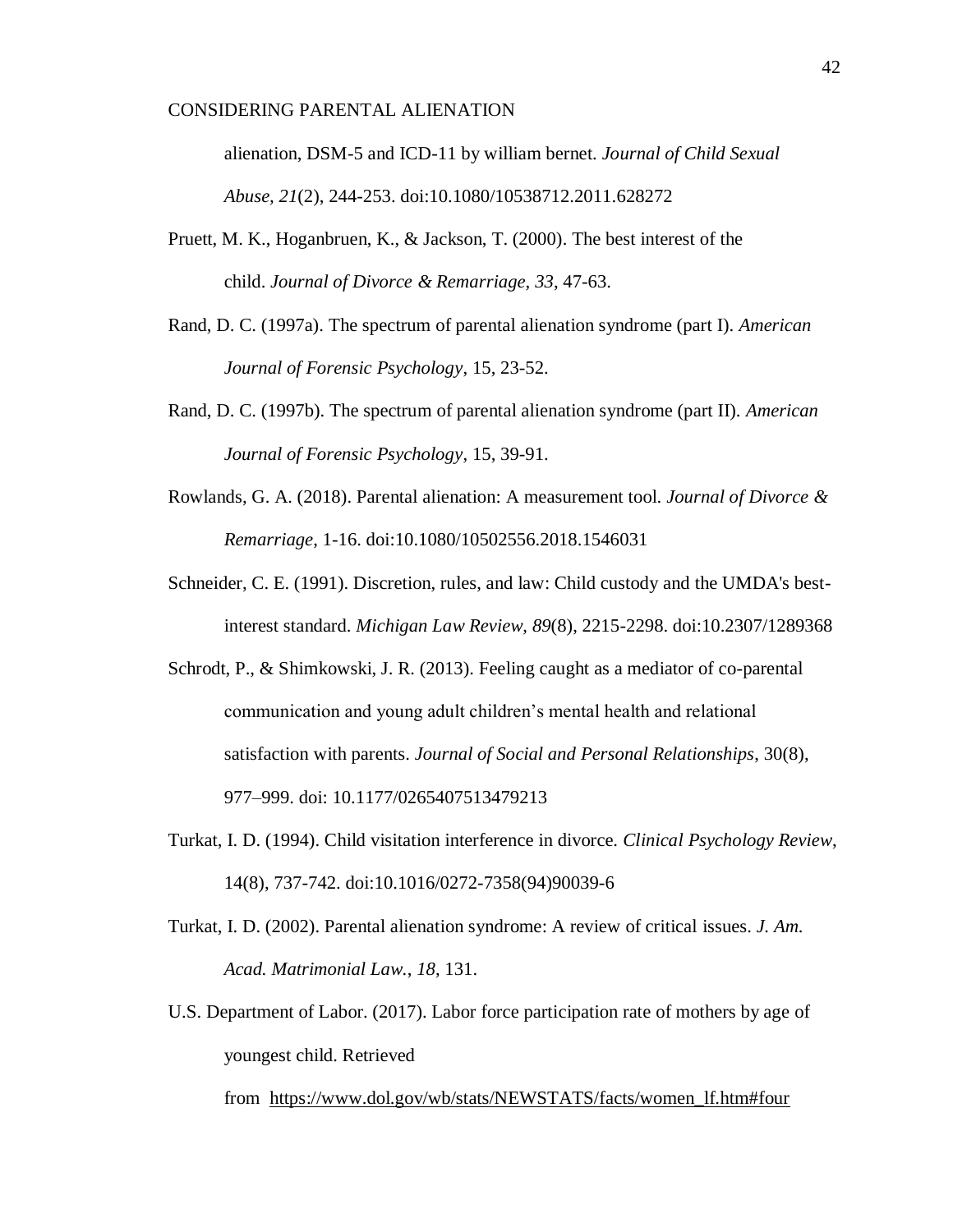alienation, DSM-5 and ICD-11 by william bernet. *Journal of Child Sexual Abuse, 21*(2), 244-253. doi:10.1080/10538712.2011.628272

Pruett, M. K., Hoganbruen, K., & Jackson, T. (2000). The best interest of the child. *Journal of Divorce & Remarriage, 33*, 47-63.

Rand, D. C. (1997a). The spectrum of parental alienation syndrome (part I). *American Journal of Forensic Psychology*, 15, 23-52.

Rand, D. C. (1997b). The spectrum of parental alienation syndrome (part II). *American Journal of Forensic Psychology*, 15, 39-91.

Rowlands, G. A. (2018). Parental alienation: A measurement tool. *Journal of Divorce & Remarriage*, 1-16. doi:10.1080/10502556.2018.1546031

Schneider, C. E. (1991). Discretion, rules, and law: Child custody and the UMDA's best-interest standard. *Michigan Law Review, 89*(8), 2215-2298. doi:10.2307/1289368

Schrodt, P., & Shimkowski, J. R. (2013). Feeling caught as a mediator of co-parental communication and young adult children's mental health and relational satisfaction with parents. *Journal of Social and Personal Relationships*, 30(8), 977–999. doi: 10.1177/0265407513479213

Turkat, I. D. (1994). Child visitation interference in divorce. *Clinical Psychology Review*, 14(8), 737-742. doi:10.1016/0272-7358(94)90039-6

Turkat, I. D. (2002). Parental alienation syndrome: A review of critical issues. *J. Am. Acad. Matrimonial Law.*, *18*, 131.

U.S. Department of Labor. (2017). Labor force participation rate of mothers by age of youngest child. Retrieved from https://www.dol.gov/wb/stats/NEWSTATS/facts/women_lf.htm#four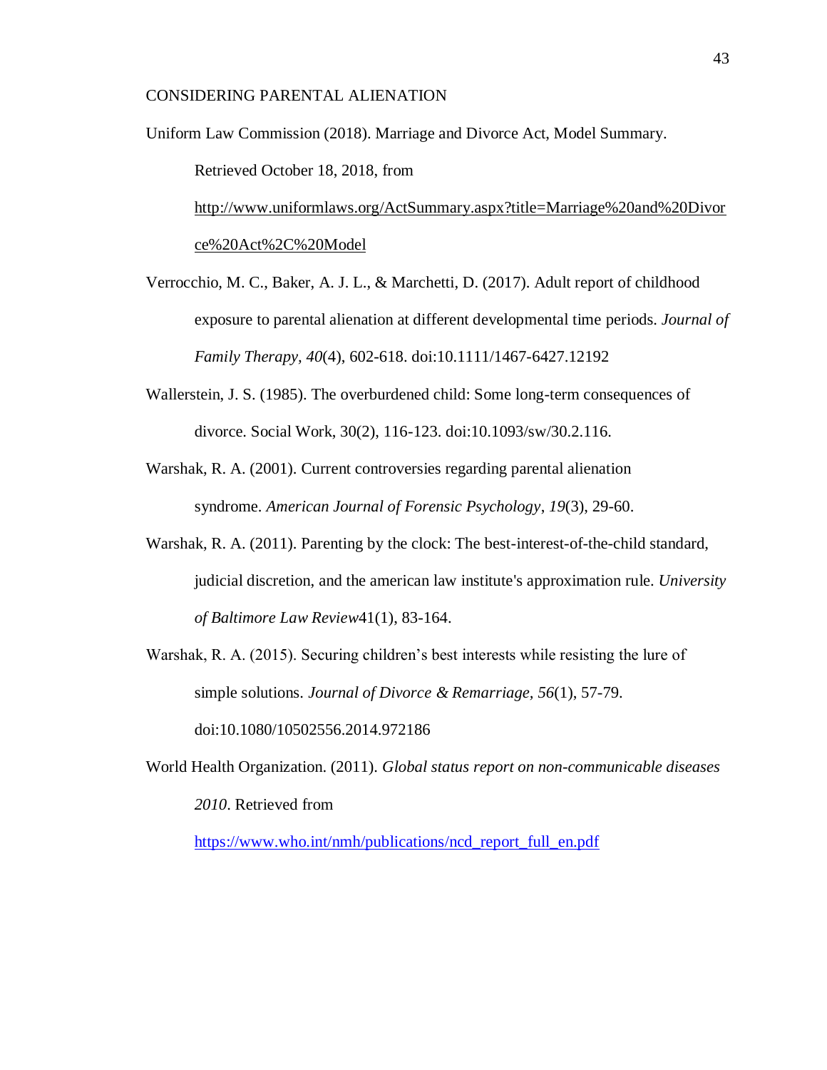Uniform Law Commission (2018). Marriage and Divorce Act, Model Summary. Retrieved October 18, 2018, from http://www.uniformlaws.org/ActSummary.aspx?title=Marriage%20and%20Divorce%20Act%2C%20Model

Verrocchio, M. C., Baker, A. J. L., & Marchetti, D. (2017). Adult report of childhood exposure to parental alienation at different developmental time periods. *Journal of Family Therapy*, *40*(4), 602-618. doi:10.1111/1467-6427.12192

Wallerstein, J. S. (1985). The overburdened child: Some long-term consequences of divorce. Social Work, 30(2), 116-123. doi:10.1093/sw/30.2.116.

Warshak, R. A. (2001). Current controversies regarding parental alienation syndrome. *American Journal of Forensic Psychology*, *19*(3), 29-60.

Warshak, R. A. (2011). Parenting by the clock: The best-interest-of-the-child standard, judicial discretion, and the american law institute's approximation rule. *University of Baltimore Law Review*41(1), 83-164.

Warshak, R. A. (2015). Securing children's best interests while resisting the lure of simple solutions. *Journal of Divorce & Remarriage*, *56*(1), 57-79. doi:10.1080/10502556.2014.972186

World Health Organization. (2011). *Global status report on non-communicable diseases 2010*. Retrieved from https://www.who.int/nmh/publications/ncd_report_full_en.pdf